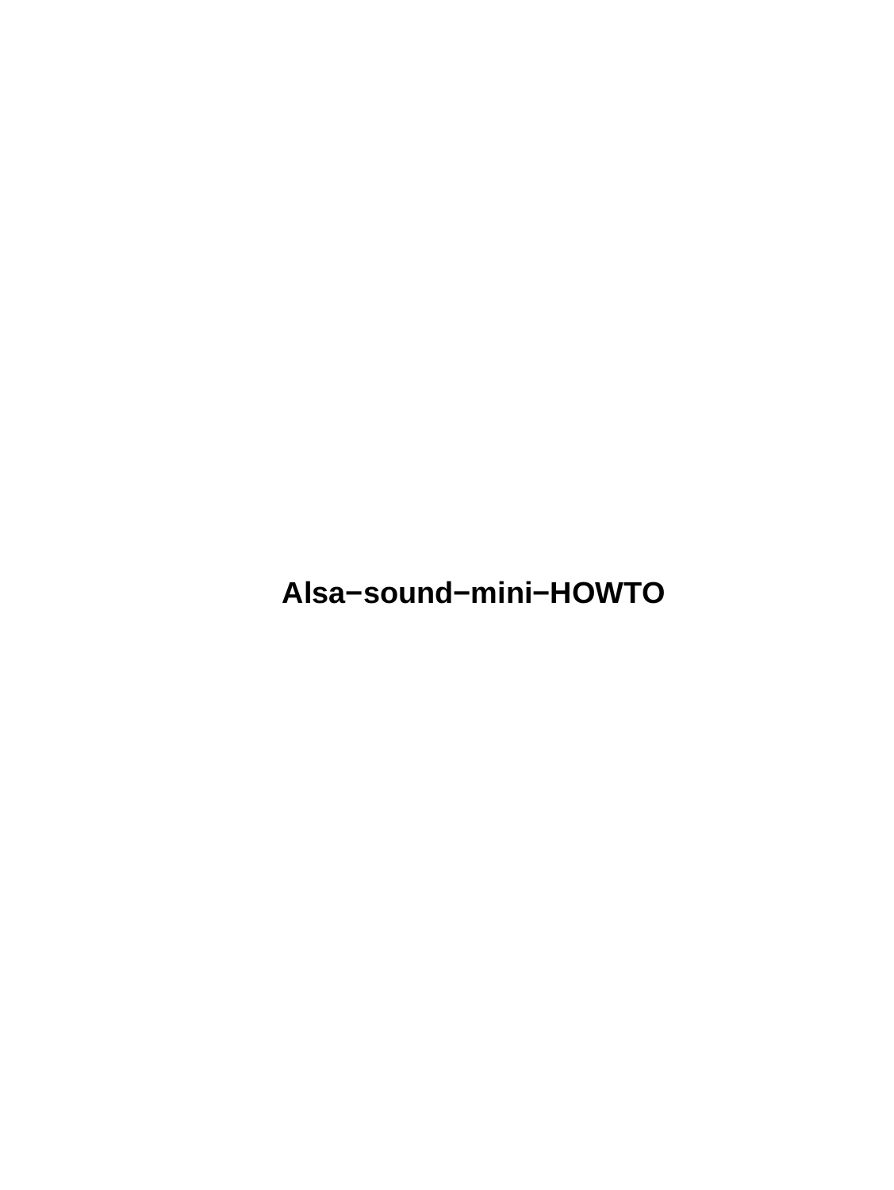# Alsa−sound−mini−HOWTO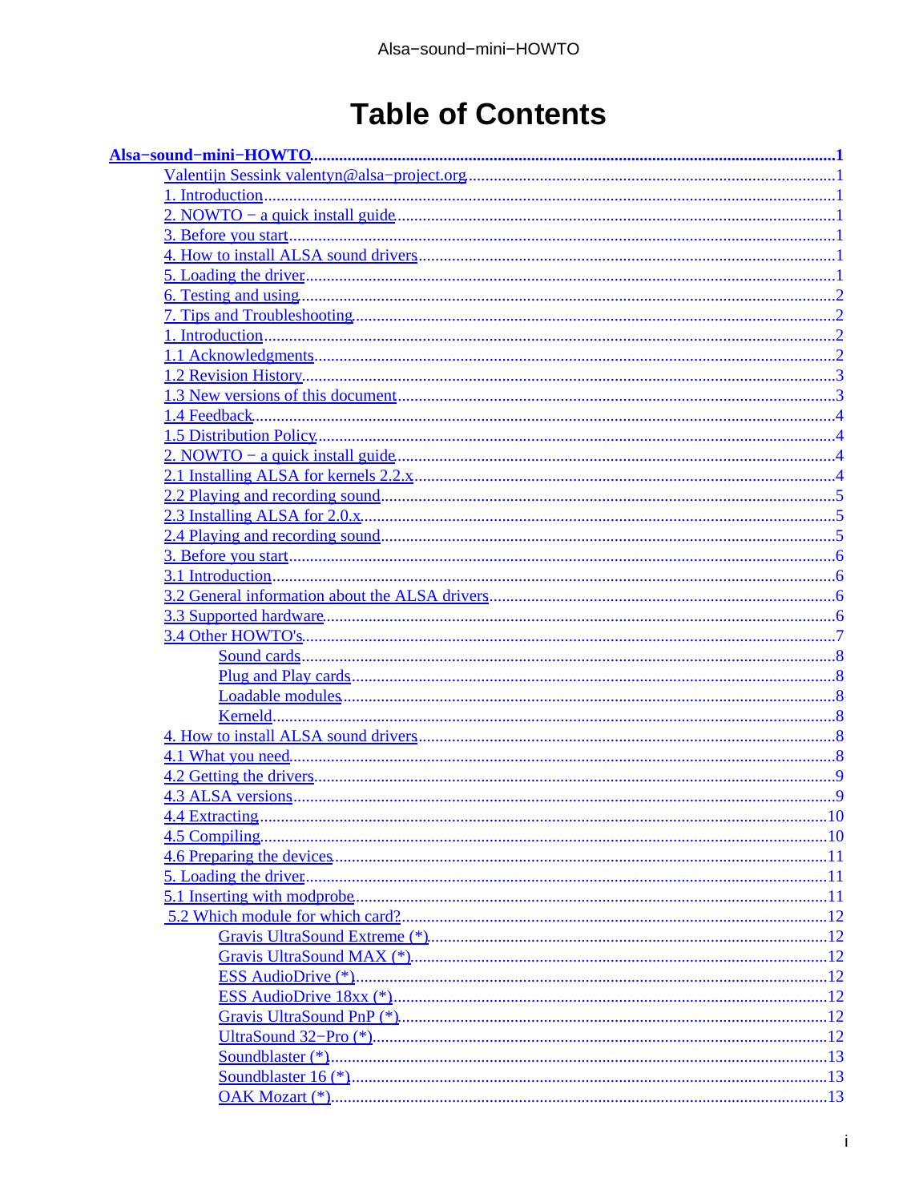# Table of Contents

- Alsa−sound−mini−HOWTO ... 1
  - Valentijn Sessink valentyn@alsa−project.org ... 1
  - 1. Introduction ... 1
  - 2. NOWTO − a quick install guide ... 1
  - 3. Before you start ... 1
  - 4. How to install ALSA sound drivers ... 1
  - 5. Loading the driver ... 1
  - 6. Testing and using ... 2
  - 7. Tips and Troubleshooting ... 2
  - 1. Introduction ... 2
  - 1.1 Acknowledgments ... 2
  - 1.2 Revision History ... 3
  - 1.3 New versions of this document ... 3
  - 1.4 Feedback ... 4
  - 1.5 Distribution Policy ... 4
  - 2. NOWTO − a quick install guide ... 4
  - 2.1 Installing ALSA for kernels 2.2.x ... 4
  - 2.2 Playing and recording sound ... 5
  - 2.3 Installing ALSA for 2.0.x ... 5
  - 2.4 Playing and recording sound ... 5
  - 3. Before you start ... 6
  - 3.1 Introduction ... 6
  - 3.2 General information about the ALSA drivers ... 6
  - 3.3 Supported hardware ... 6
  - 3.4 Other HOWTO's ... 7
    - Sound cards ... 8
    - Plug and Play cards ... 8
    - Loadable modules ... 8
    - Kerneld ... 8
  - 4. How to install ALSA sound drivers ... 8
  - 4.1 What you need ... 8
  - 4.2 Getting the drivers ... 9
  - 4.3 ALSA versions ... 9
  - 4.4 Extracting ... 10
  - 4.5 Compiling ... 10
  - 4.6 Preparing the devices ... 11
  - 5. Loading the driver ... 11
  - 5.1 Inserting with modprobe ... 11
  - 5.2 Which module for which card? ... 12
    - Gravis UltraSound Extreme (*) ... 12
    - Gravis UltraSound MAX (*) ... 12
    - ESS AudioDrive (*) ... 12
    - ESS AudioDrive 18xx (*) ... 12
    - Gravis UltraSound PnP (*) ... 12
    - UltraSound 32−Pro (*) ... 12
    - Soundblaster (*) ... 13
    - Soundblaster 16 (*) ... 13
    - OAK Mozart (*) ... 13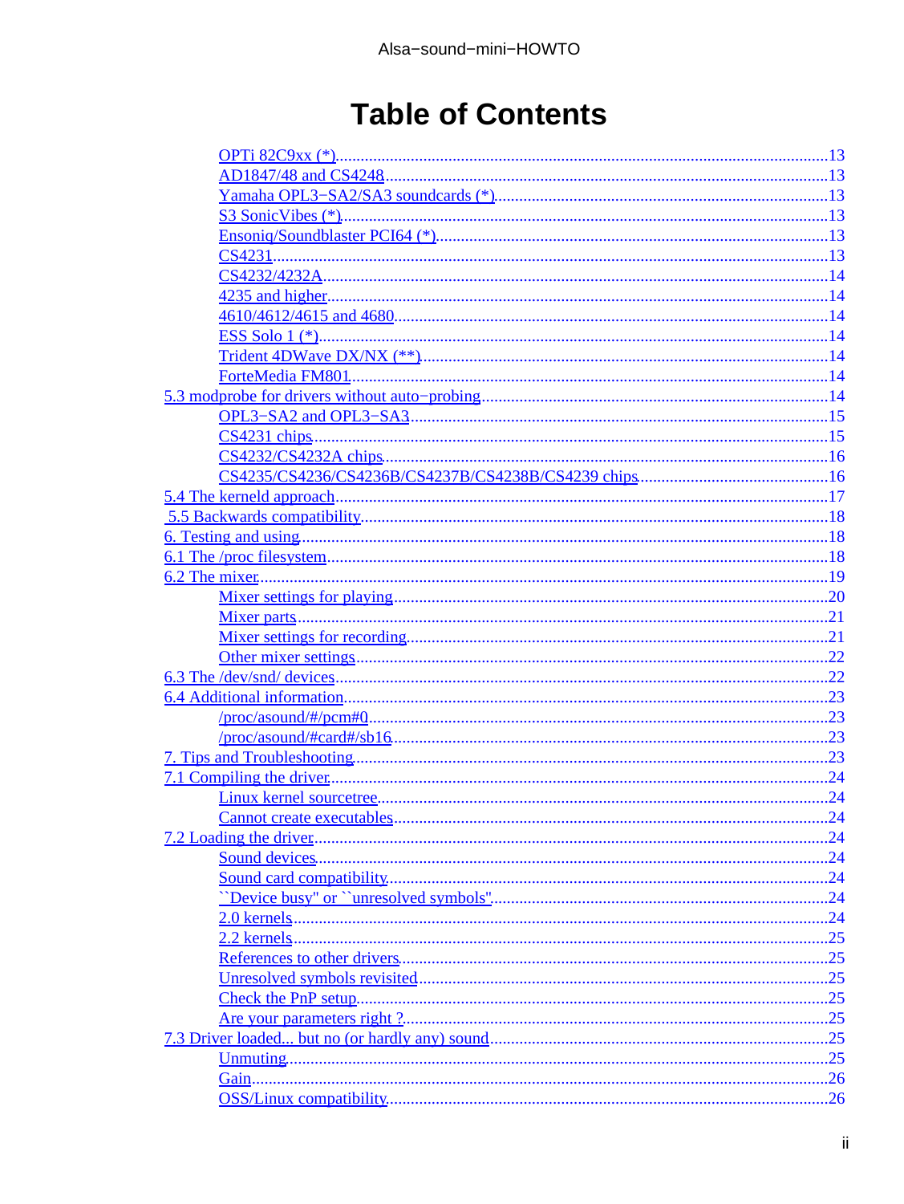# Table of Contents

- OPTi 82C9xx (*)....13
- AD1847/48 and CS4248....13
- Yamaha OPL3−SA2/SA3 soundcards (*)....13
- S3 SonicVibes (*)....13
- Ensoniq/Soundblaster PCI64 (*)....13
- CS4231....13
- CS4232/4232A....14
- 4235 and higher....14
- 4610/4612/4615 and 4680....14
- ESS Solo 1 (*)....14
- Trident 4DWave DX/NX (**)....14
- ForteMedia FM801....14

5.3 modprobe for drivers without auto−probing....14

- OPL3−SA2 and OPL3−SA3....15
- CS4231 chips....15
- CS4232/CS4232A chips....16
- CS4235/CS4236/CS4236B/CS4237B/CS4238B/CS4239 chips....16

5.4 The kerneld approach....17

5.5 Backwards compatibility....18

6. Testing and using....18

6.1 The /proc filesystem....18

6.2 The mixer....19

- Mixer settings for playing....20
- Mixer parts....21
- Mixer settings for recording....21
- Other mixer settings....22

6.3 The /dev/snd/ devices....22

6.4 Additional information....23

- /proc/asound/#/pcm#0....23
- /proc/asound/#card#/sb16....23

7. Tips and Troubleshooting....23

7.1 Compiling the driver....24

- Linux kernel sourcetree....24
- Cannot create executables....24

7.2 Loading the driver....24

- Sound devices....24
- Sound card compatibility....24
- ``Device busy'' or ``unresolved symbols''....24
- 2.0 kernels....24
- 2.2 kernels....25
- References to other drivers....25
- Unresolved symbols revisited....25
- Check the PnP setup....25
- Are your parameters right ?....25

7.3 Driver loaded... but no (or hardly any) sound....25

- Unmuting....25
- Gain....26
- OSS/Linux compatibility....26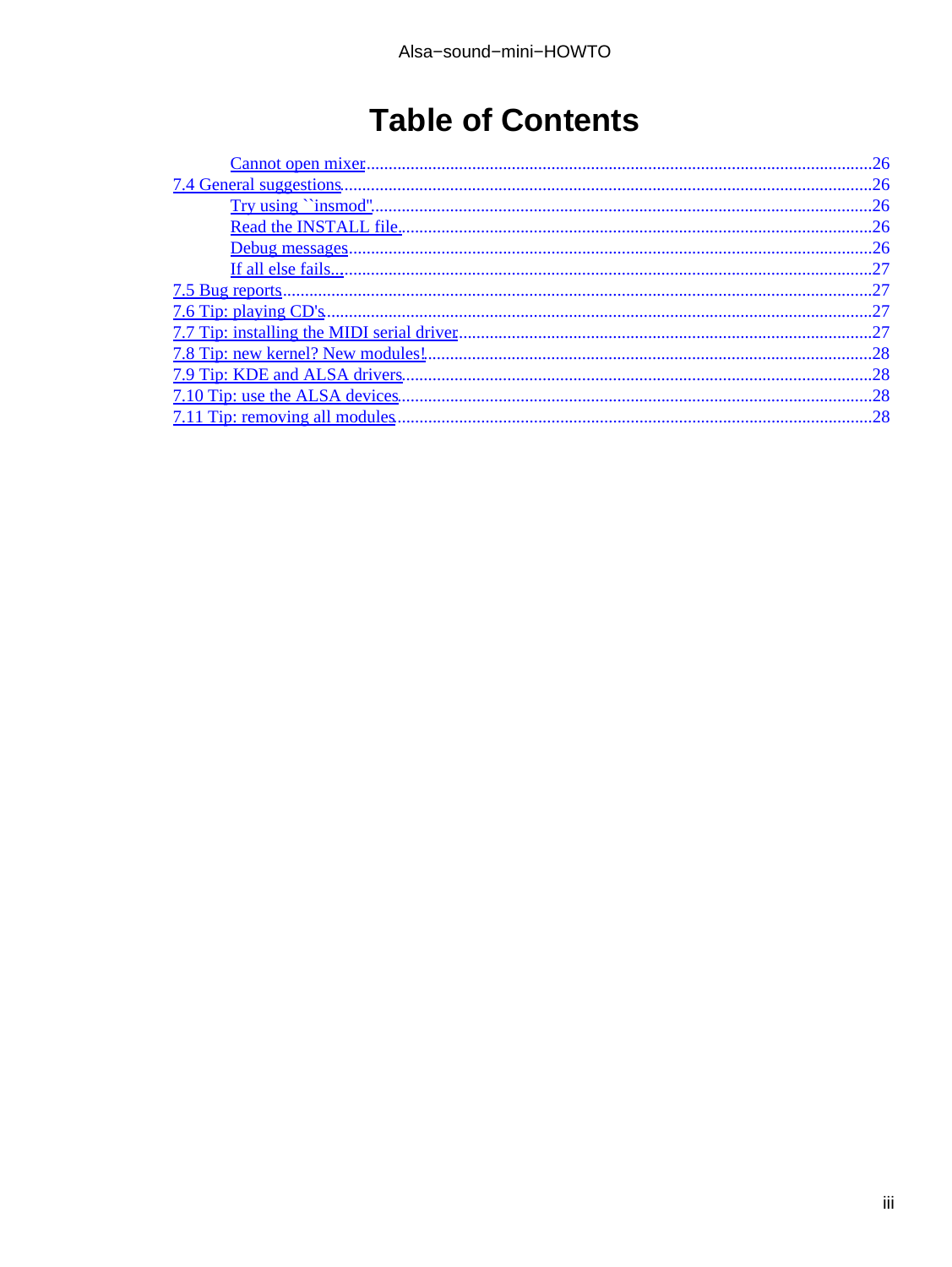# Table of Contents

- Cannot open mixer ... 26
- 7.4 General suggestions ... 26
  - Try using ``insmod'' ... 26
  - Read the INSTALL file. ... 26
  - Debug messages ... 26
  - If all else fails... ... 27
- 7.5 Bug reports ... 27
- 7.6 Tip: playing CD's ... 27
- 7.7 Tip: installing the MIDI serial driver ... 27
- 7.8 Tip: new kernel? New modules! ... 28
- 7.9 Tip: KDE and ALSA drivers ... 28
- 7.10 Tip: use the ALSA devices ... 28
- 7.11 Tip: removing all modules ... 28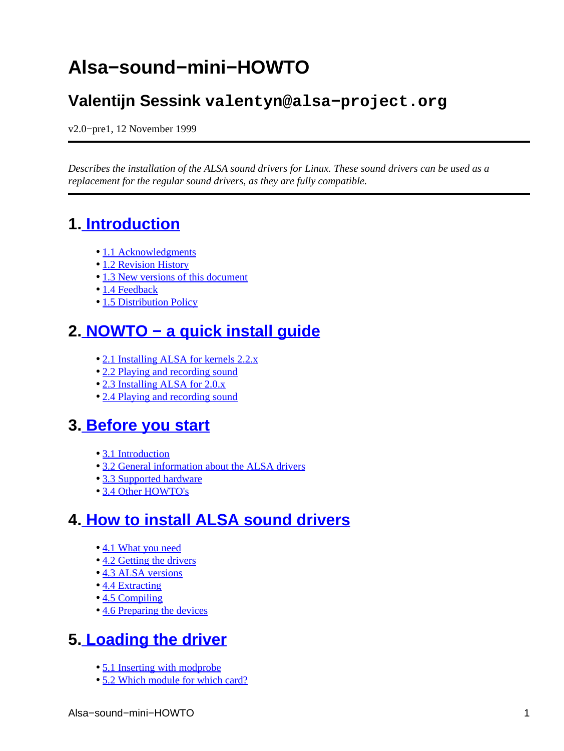# Alsa−sound−mini−HOWTO

## Valentijn Sessink `valentyn@alsa−project.org`

v2.0−pre1, 12 November 1999

---

*Describes the installation of the ALSA sound drivers for Linux. These sound drivers can be used as a replacement for the regular sound drivers, as they are fully compatible.*

---

## 1. Introduction

- 1.1 Acknowledgments
- 1.2 Revision History
- 1.3 New versions of this document
- 1.4 Feedback
- 1.5 Distribution Policy

## 2. NOWTO − a quick install guide

- 2.1 Installing ALSA for kernels 2.2.x
- 2.2 Playing and recording sound
- 2.3 Installing ALSA for 2.0.x
- 2.4 Playing and recording sound

## 3. Before you start

- 3.1 Introduction
- 3.2 General information about the ALSA drivers
- 3.3 Supported hardware
- 3.4 Other HOWTO's

## 4. How to install ALSA sound drivers

- 4.1 What you need
- 4.2 Getting the drivers
- 4.3 ALSA versions
- 4.4 Extracting
- 4.5 Compiling
- 4.6 Preparing the devices

## 5. Loading the driver

- 5.1 Inserting with modprobe
- 5.2 Which module for which card?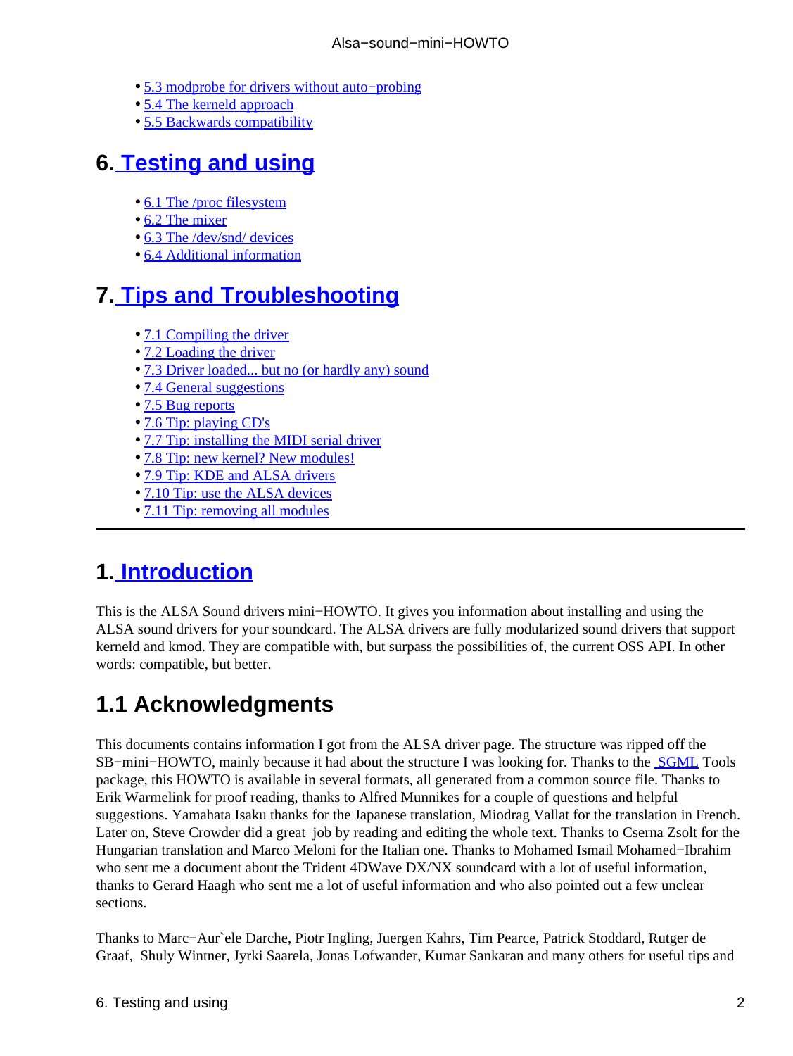- 5.3 modprobe for drivers without auto−probing
- 5.4 The kerneld approach
- 5.5 Backwards compatibility

## 6. Testing and using

- 6.1 The /proc filesystem
- 6.2 The mixer
- 6.3 The /dev/snd/ devices
- 6.4 Additional information

## 7. Tips and Troubleshooting

- 7.1 Compiling the driver
- 7.2 Loading the driver
- 7.3 Driver loaded... but no (or hardly any) sound
- 7.4 General suggestions
- 7.5 Bug reports
- 7.6 Tip: playing CD's
- 7.7 Tip: installing the MIDI serial driver
- 7.8 Tip: new kernel? New modules!
- 7.9 Tip: KDE and ALSA drivers
- 7.10 Tip: use the ALSA devices
- 7.11 Tip: removing all modules

---

## 1. Introduction

This is the ALSA Sound drivers mini−HOWTO. It gives you information about installing and using the ALSA sound drivers for your soundcard. The ALSA drivers are fully modularized sound drivers that support kerneld and kmod. They are compatible with, but surpass the possibilities of, the current OSS API. In other words: compatible, but better.

## 1.1 Acknowledgments

This documents contains information I got from the ALSA driver page. The structure was ripped off the SB−mini−HOWTO, mainly because it had about the structure I was looking for. Thanks to the SGML Tools package, this HOWTO is available in several formats, all generated from a common source file. Thanks to Erik Warmelink for proof reading, thanks to Alfred Munnikes for a couple of questions and helpful suggestions. Yamahata Isaku thanks for the Japanese translation, Miodrag Vallat for the translation in French. Later on, Steve Crowder did a great job by reading and editing the whole text. Thanks to Cserna Zsolt for the Hungarian translation and Marco Meloni for the Italian one. Thanks to Mohamed Ismail Mohamed−Ibrahim who sent me a document about the Trident 4DWave DX/NX soundcard with a lot of useful information, thanks to Gerard Haagh who sent me a lot of useful information and who also pointed out a few unclear sections.

Thanks to Marc−Aur`ele Darche, Piotr Ingling, Juergen Kahrs, Tim Pearce, Patrick Stoddard, Rutger de Graaf, Shuly Wintner, Jyrki Saarela, Jonas Lofwander, Kumar Sankaran and many others for useful tips and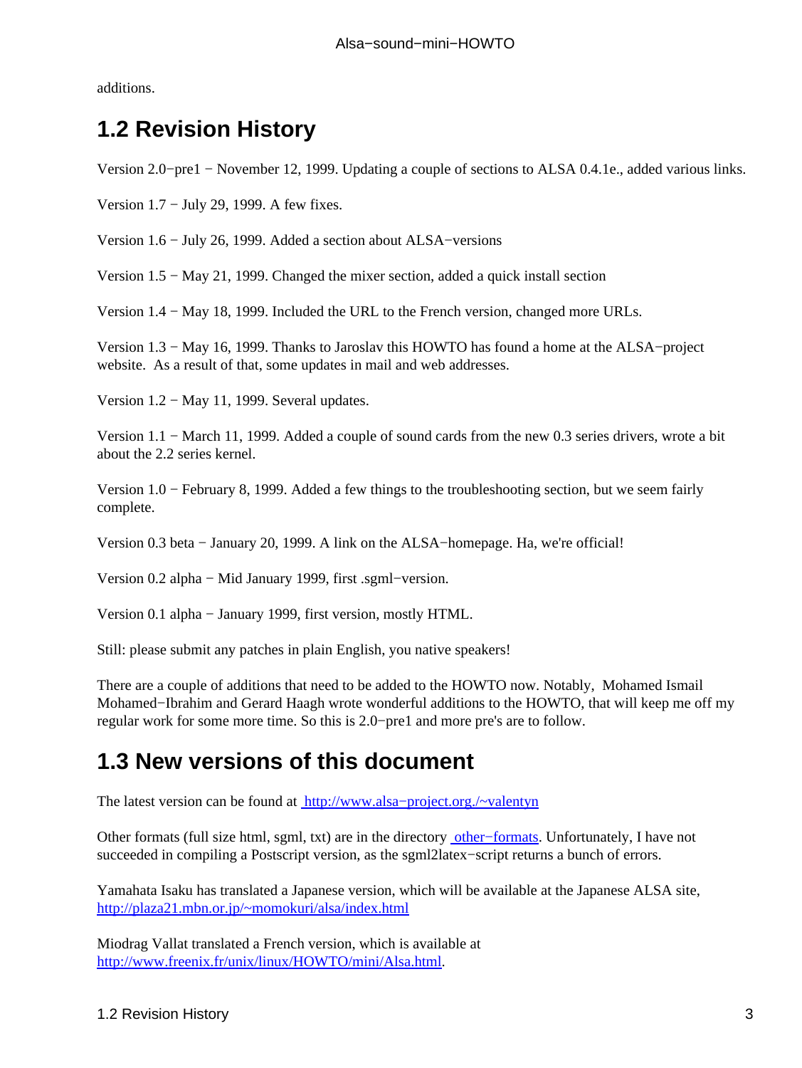additions.

## 1.2 Revision History

Version 2.0−pre1 − November 12, 1999. Updating a couple of sections to ALSA 0.4.1e., added various links.

Version 1.7 − July 29, 1999. A few fixes.

Version 1.6 − July 26, 1999. Added a section about ALSA−versions

Version 1.5 − May 21, 1999. Changed the mixer section, added a quick install section

Version 1.4 − May 18, 1999. Included the URL to the French version, changed more URLs.

Version 1.3 − May 16, 1999. Thanks to Jaroslav this HOWTO has found a home at the ALSA−project website. As a result of that, some updates in mail and web addresses.

Version 1.2 − May 11, 1999. Several updates.

Version 1.1 − March 11, 1999. Added a couple of sound cards from the new 0.3 series drivers, wrote a bit about the 2.2 series kernel.

Version 1.0 − February 8, 1999. Added a few things to the troubleshooting section, but we seem fairly complete.

Version 0.3 beta − January 20, 1999. A link on the ALSA−homepage. Ha, we're official!

Version 0.2 alpha − Mid January 1999, first .sgml−version.

Version 0.1 alpha − January 1999, first version, mostly HTML.

Still: please submit any patches in plain English, you native speakers!

There are a couple of additions that need to be added to the HOWTO now. Notably, Mohamed Ismail Mohamed−Ibrahim and Gerard Haagh wrote wonderful additions to the HOWTO, that will keep me off my regular work for some more time. So this is 2.0−pre1 and more pre's are to follow.

## 1.3 New versions of this document

The latest version can be found at [http://www.alsa−project.org./~valentyn](http://www.alsa-project.org./~valentyn)

Other formats (full size html, sgml, txt) are in the directory [other−formats](other-formats). Unfortunately, I have not succeeded in compiling a Postscript version, as the sgml2latex−script returns a bunch of errors.

Yamahata Isaku has translated a Japanese version, which will be available at the Japanese ALSA site, [http://plaza21.mbn.or.jp/~momokuri/alsa/index.html](http://plaza21.mbn.or.jp/~momokuri/alsa/index.html)

Miodrag Vallat translated a French version, which is available at [http://www.freenix.fr/unix/linux/HOWTO/mini/Alsa.html](http://www.freenix.fr/unix/linux/HOWTO/mini/Alsa.html).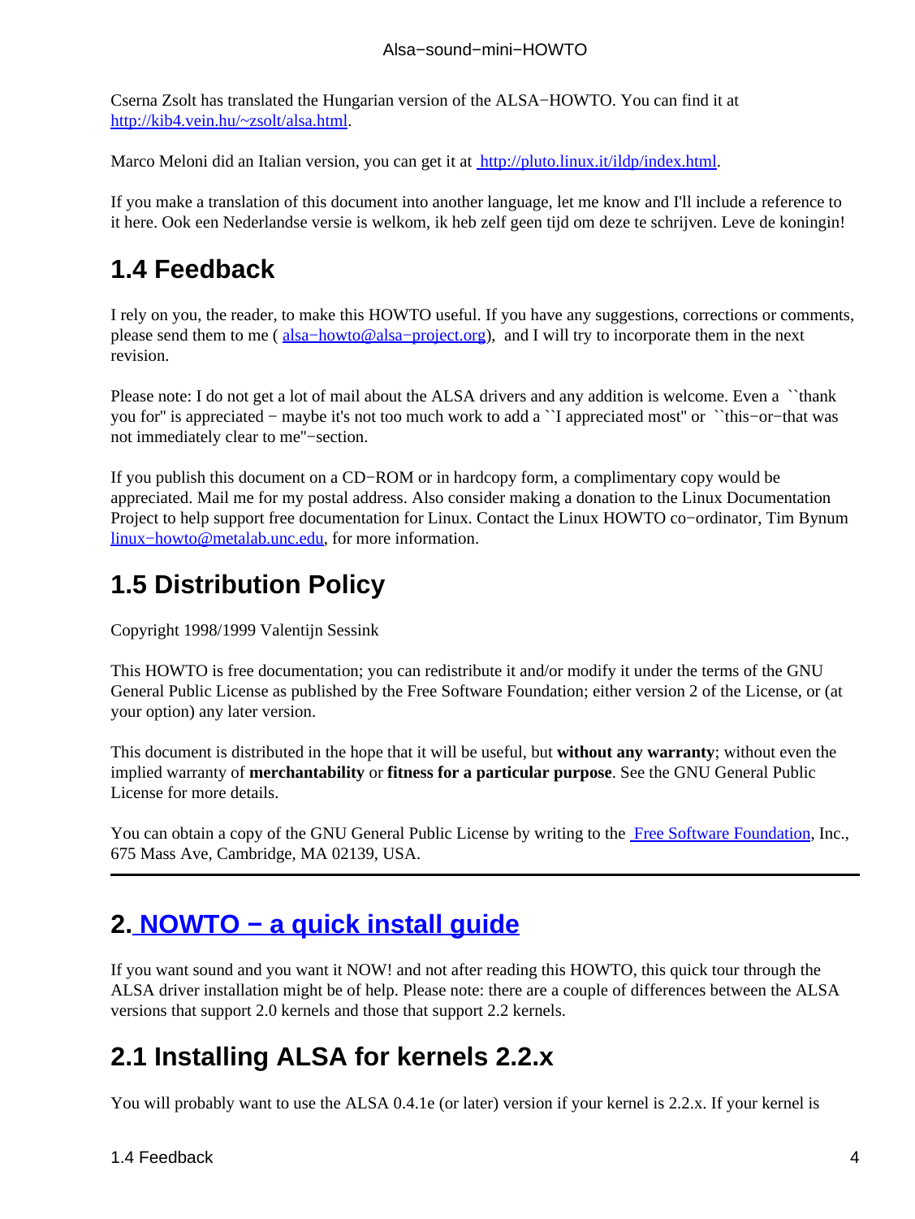Cserna Zsolt has translated the Hungarian version of the ALSA−HOWTO. You can find it at http://kib4.vein.hu/~zsolt/alsa.html.

Marco Meloni did an Italian version, you can get it at http://pluto.linux.it/ildp/index.html.

If you make a translation of this document into another language, let me know and I'll include a reference to it here. Ook een Nederlandse versie is welkom, ik heb zelf geen tijd om deze te schrijven. Leve de koningin!

## 1.4 Feedback

I rely on you, the reader, to make this HOWTO useful. If you have any suggestions, corrections or comments, please send them to me ( alsa−howto@alsa−project.org), and I will try to incorporate them in the next revision.

Please note: I do not get a lot of mail about the ALSA drivers and any addition is welcome. Even a ``thank you for'' is appreciated − maybe it's not too much work to add a ``I appreciated most'' or ``this−or−that was not immediately clear to me''−section.

If you publish this document on a CD−ROM or in hardcopy form, a complimentary copy would be appreciated. Mail me for my postal address. Also consider making a donation to the Linux Documentation Project to help support free documentation for Linux. Contact the Linux HOWTO co−ordinator, Tim Bynum linux−howto@metalab.unc.edu, for more information.

## 1.5 Distribution Policy

Copyright 1998/1999 Valentijn Sessink

This HOWTO is free documentation; you can redistribute it and/or modify it under the terms of the GNU General Public License as published by the Free Software Foundation; either version 2 of the License, or (at your option) any later version.

This document is distributed in the hope that it will be useful, but **without any warranty**; without even the implied warranty of **merchantability** or **fitness for a particular purpose**. See the GNU General Public License for more details.

You can obtain a copy of the GNU General Public License by writing to the Free Software Foundation, Inc., 675 Mass Ave, Cambridge, MA 02139, USA.

---

# 2. NOWTO − a quick install guide

If you want sound and you want it NOW! and not after reading this HOWTO, this quick tour through the ALSA driver installation might be of help. Please note: there are a couple of differences between the ALSA versions that support 2.0 kernels and those that support 2.2 kernels.

## 2.1 Installing ALSA for kernels 2.2.x

You will probably want to use the ALSA 0.4.1e (or later) version if your kernel is 2.2.x. If your kernel is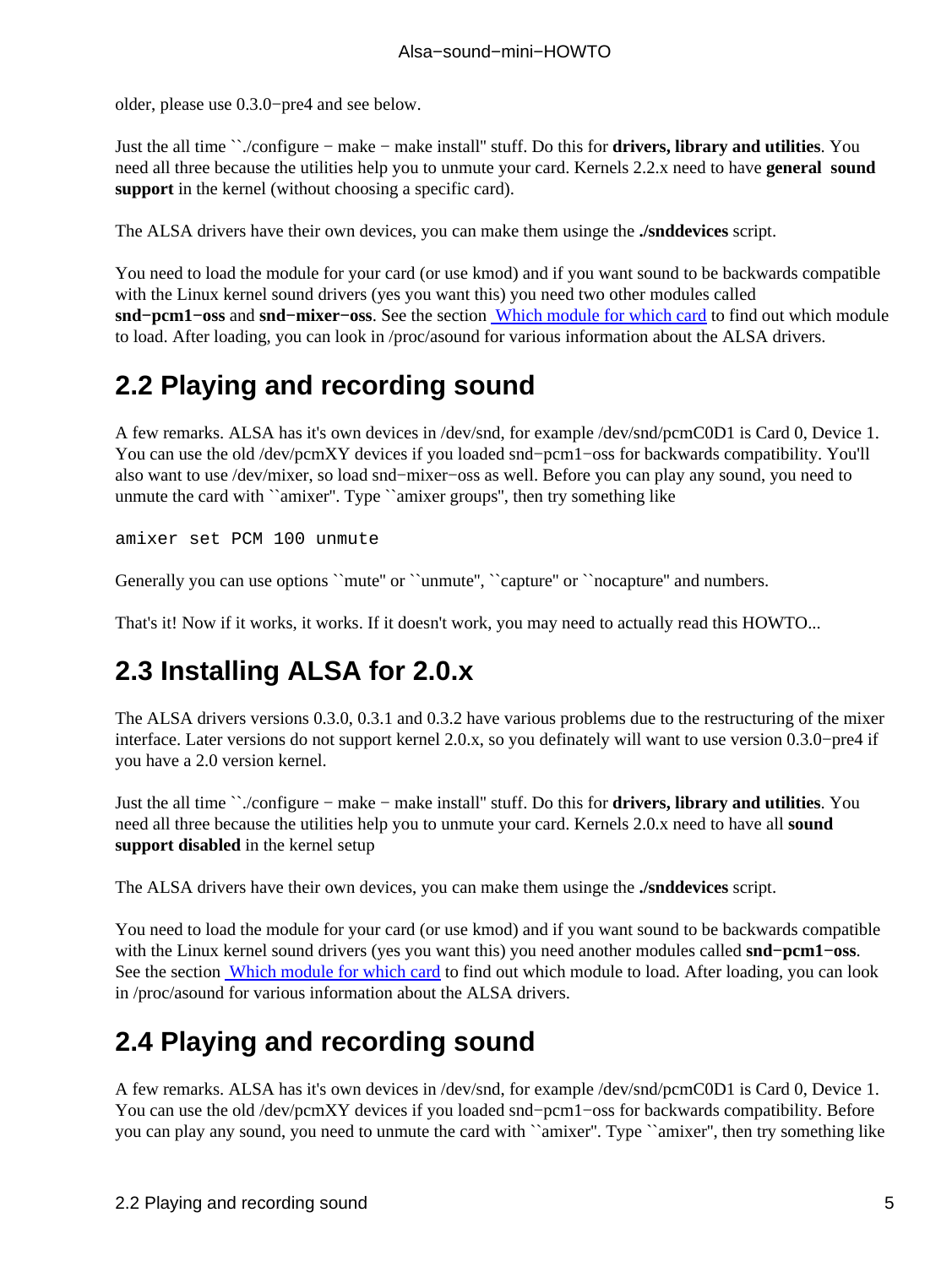older, please use 0.3.0−pre4 and see below.

Just the all time ``./configure − make − make install'' stuff. Do this for **drivers, library and utilities**. You need all three because the utilities help you to unmute your card. Kernels 2.2.x need to have **general sound support** in the kernel (without choosing a specific card).

The ALSA drivers have their own devices, you can make them usinge the **./snddevices** script.

You need to load the module for your card (or use kmod) and if you want sound to be backwards compatible with the Linux kernel sound drivers (yes you want this) you need two other modules called **snd−pcm1−oss** and **snd−mixer−oss**. See the section Which module for which card to find out which module to load. After loading, you can look in /proc/asound for various information about the ALSA drivers.

## 2.2 Playing and recording sound

A few remarks. ALSA has it's own devices in /dev/snd, for example /dev/snd/pcmC0D1 is Card 0, Device 1. You can use the old /dev/pcmXY devices if you loaded snd−pcm1−oss for backwards compatibility. You'll also want to use /dev/mixer, so load snd−mixer−oss as well. Before you can play any sound, you need to unmute the card with ``amixer''. Type ``amixer groups'', then try something like

```
amixer set PCM 100 unmute
```

Generally you can use options ``mute'' or ``unmute'', ``capture'' or ``nocapture'' and numbers.

That's it! Now if it works, it works. If it doesn't work, you may need to actually read this HOWTO...

## 2.3 Installing ALSA for 2.0.x

The ALSA drivers versions 0.3.0, 0.3.1 and 0.3.2 have various problems due to the restructuring of the mixer interface. Later versions do not support kernel 2.0.x, so you definately will want to use version 0.3.0−pre4 if you have a 2.0 version kernel.

Just the all time ``./configure − make − make install'' stuff. Do this for **drivers, library and utilities**. You need all three because the utilities help you to unmute your card. Kernels 2.0.x need to have all **sound support disabled** in the kernel setup

The ALSA drivers have their own devices, you can make them usinge the **./snddevices** script.

You need to load the module for your card (or use kmod) and if you want sound to be backwards compatible with the Linux kernel sound drivers (yes you want this) you need another modules called **snd−pcm1−oss**. See the section Which module for which card to find out which module to load. After loading, you can look in /proc/asound for various information about the ALSA drivers.

## 2.4 Playing and recording sound

A few remarks. ALSA has it's own devices in /dev/snd, for example /dev/snd/pcmC0D1 is Card 0, Device 1. You can use the old /dev/pcmXY devices if you loaded snd−pcm1−oss for backwards compatibility. Before you can play any sound, you need to unmute the card with ``amixer''. Type ``amixer'', then try something like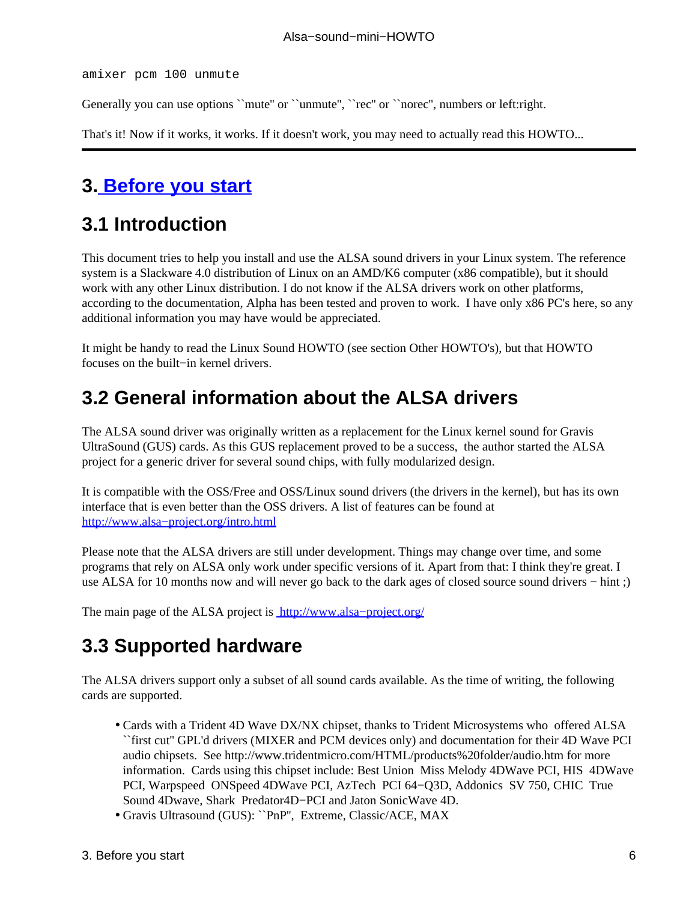```
amixer pcm 100 unmute
```

Generally you can use options ``mute'' or ``unmute'', ``rec'' or ``norec'', numbers or left:right.

That's it! Now if it works, it works. If it doesn't work, you may need to actually read this HOWTO...

---

## 3. Before you start

### 3.1 Introduction

This document tries to help you install and use the ALSA sound drivers in your Linux system. The reference system is a Slackware 4.0 distribution of Linux on an AMD/K6 computer (x86 compatible), but it should work with any other Linux distribution. I do not know if the ALSA drivers work on other platforms, according to the documentation, Alpha has been tested and proven to work. I have only x86 PC's here, so any additional information you may have would be appreciated.

It might be handy to read the Linux Sound HOWTO (see section Other HOWTO's), but that HOWTO focuses on the built−in kernel drivers.

### 3.2 General information about the ALSA drivers

The ALSA sound driver was originally written as a replacement for the Linux kernel sound for Gravis UltraSound (GUS) cards. As this GUS replacement proved to be a success, the author started the ALSA project for a generic driver for several sound chips, with fully modularized design.

It is compatible with the OSS/Free and OSS/Linux sound drivers (the drivers in the kernel), but has its own interface that is even better than the OSS drivers. A list of features can be found at http://www.alsa−project.org/intro.html

Please note that the ALSA drivers are still under development. Things may change over time, and some programs that rely on ALSA only work under specific versions of it. Apart from that: I think they're great. I use ALSA for 10 months now and will never go back to the dark ages of closed source sound drivers − hint ;)

The main page of the ALSA project is http://www.alsa−project.org/

### 3.3 Supported hardware

The ALSA drivers support only a subset of all sound cards available. As the time of writing, the following cards are supported.

- Cards with a Trident 4D Wave DX/NX chipset, thanks to Trident Microsystems who offered ALSA ``first cut'' GPL'd drivers (MIXER and PCM devices only) and documentation for their 4D Wave PCI audio chipsets. See http://www.tridentmicro.com/HTML/products%20folder/audio.htm for more information. Cards using this chipset include: Best Union Miss Melody 4DWave PCI, HIS 4DWave PCI, Warpspeed ONSpeed 4DWave PCI, AzTech PCI 64−Q3D, Addonics SV 750, CHIC True Sound 4Dwave, Shark Predator4D−PCI and Jaton SonicWave 4D.
- Gravis Ultrasound (GUS): ``PnP'', Extreme, Classic/ACE, MAX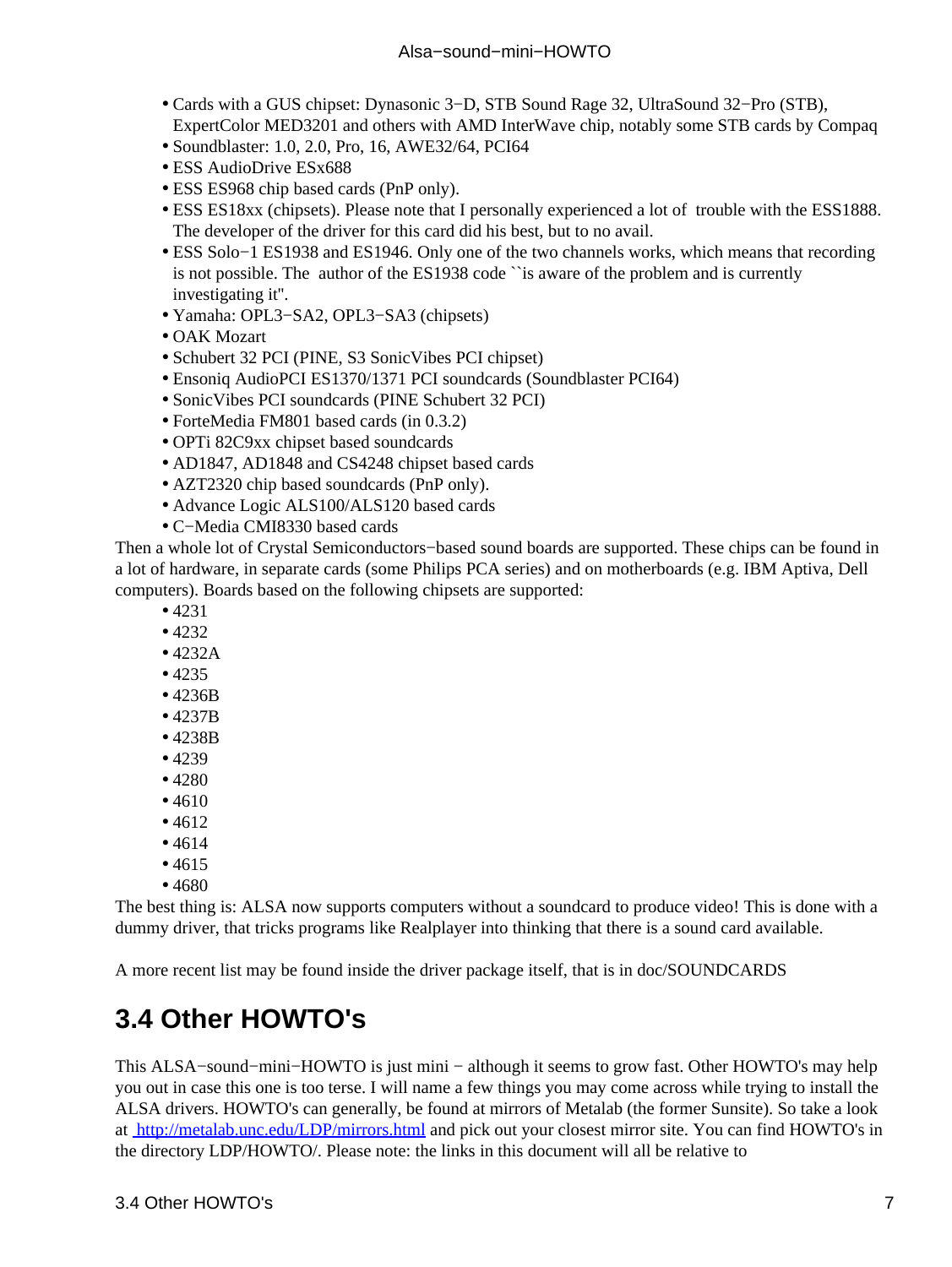- Cards with a GUS chipset: Dynasonic 3−D, STB Sound Rage 32, UltraSound 32−Pro (STB), ExpertColor MED3201 and others with AMD InterWave chip, notably some STB cards by Compaq
- Soundblaster: 1.0, 2.0, Pro, 16, AWE32/64, PCI64
- ESS AudioDrive ESx688
- ESS ES968 chip based cards (PnP only).
- ESS ES18xx (chipsets). Please note that I personally experienced a lot of trouble with the ESS1888. The developer of the driver for this card did his best, but to no avail.
- ESS Solo−1 ES1938 and ES1946. Only one of the two channels works, which means that recording is not possible. The author of the ES1938 code ``is aware of the problem and is currently investigating it''.
- Yamaha: OPL3−SA2, OPL3−SA3 (chipsets)
- OAK Mozart
- Schubert 32 PCI (PINE, S3 SonicVibes PCI chipset)
- Ensoniq AudioPCI ES1370/1371 PCI soundcards (Soundblaster PCI64)
- SonicVibes PCI soundcards (PINE Schubert 32 PCI)
- ForteMedia FM801 based cards (in 0.3.2)
- OPTi 82C9xx chipset based soundcards
- AD1847, AD1848 and CS4248 chipset based cards
- AZT2320 chip based soundcards (PnP only).
- Advance Logic ALS100/ALS120 based cards
- C−Media CMI8330 based cards

Then a whole lot of Crystal Semiconductors−based sound boards are supported. These chips can be found in a lot of hardware, in separate cards (some Philips PCA series) and on motherboards (e.g. IBM Aptiva, Dell computers). Boards based on the following chipsets are supported:

- 4231
- 4232
- 4232A
- 4235
- 4236B
- 4237B
- 4238B
- 4239
- 4280
- 4610
- 4612
- 4614
- 4615
- 4680

The best thing is: ALSA now supports computers without a soundcard to produce video! This is done with a dummy driver, that tricks programs like Realplayer into thinking that there is a sound card available.

A more recent list may be found inside the driver package itself, that is in doc/SOUNDCARDS

## 3.4 Other HOWTO's

This ALSA−sound−mini−HOWTO is just mini − although it seems to grow fast. Other HOWTO's may help you out in case this one is too terse. I will name a few things you may come across while trying to install the ALSA drivers. HOWTO's can generally, be found at mirrors of Metalab (the former Sunsite). So take a look at http://metalab.unc.edu/LDP/mirrors.html and pick out your closest mirror site. You can find HOWTO's in the directory LDP/HOWTO/. Please note: the links in this document will all be relative to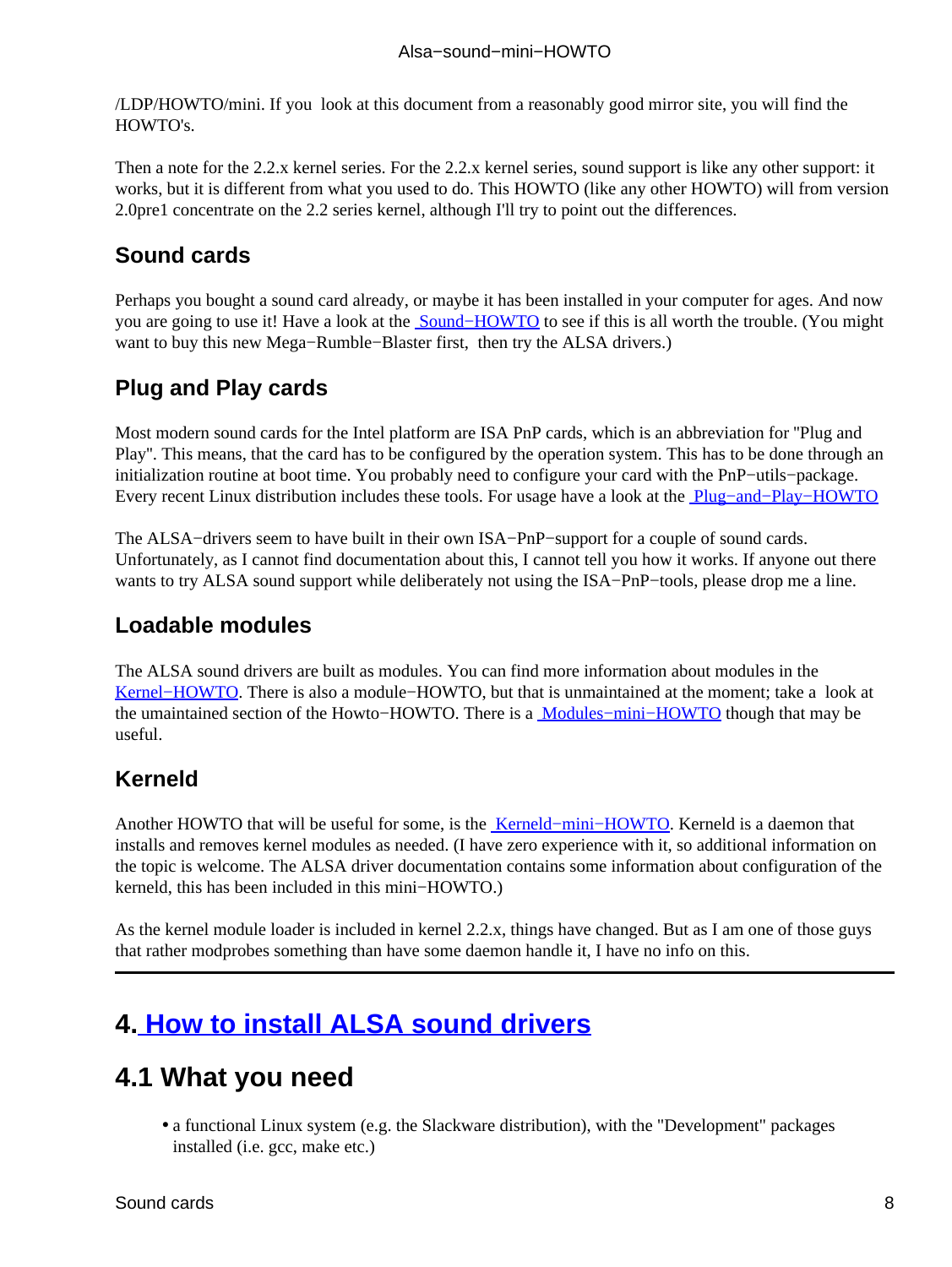/LDP/HOWTO/mini. If you look at this document from a reasonably good mirror site, you will find the HOWTO's.

Then a note for the 2.2.x kernel series. For the 2.2.x kernel series, sound support is like any other support: it works, but it is different from what you used to do. This HOWTO (like any other HOWTO) will from version 2.0pre1 concentrate on the 2.2 series kernel, although I'll try to point out the differences.

### Sound cards

Perhaps you bought a sound card already, or maybe it has been installed in your computer for ages. And now you are going to use it! Have a look at the Sound−HOWTO to see if this is all worth the trouble. (You might want to buy this new Mega−Rumble−Blaster first, then try the ALSA drivers.)

### Plug and Play cards

Most modern sound cards for the Intel platform are ISA PnP cards, which is an abbreviation for "Plug and Play". This means, that the card has to be configured by the operation system. This has to be done through an initialization routine at boot time. You probably need to configure your card with the PnP−utils−package. Every recent Linux distribution includes these tools. For usage have a look at the Plug−and−Play−HOWTO

The ALSA−drivers seem to have built in their own ISA−PnP−support for a couple of sound cards. Unfortunately, as I cannot find documentation about this, I cannot tell you how it works. If anyone out there wants to try ALSA sound support while deliberately not using the ISA−PnP−tools, please drop me a line.

### Loadable modules

The ALSA sound drivers are built as modules. You can find more information about modules in the Kernel−HOWTO. There is also a module−HOWTO, but that is unmaintained at the moment; take a look at the umaintained section of the Howto−HOWTO. There is a Modules−mini−HOWTO though that may be useful.

### Kerneld

Another HOWTO that will be useful for some, is the Kerneld−mini−HOWTO. Kerneld is a daemon that installs and removes kernel modules as needed. (I have zero experience with it, so additional information on the topic is welcome. The ALSA driver documentation contains some information about configuration of the kerneld, this has been included in this mini−HOWTO.)

As the kernel module loader is included in kernel 2.2.x, things have changed. But as I am one of those guys that rather modprobes something than have some daemon handle it, I have no info on this.

---

# 4. How to install ALSA sound drivers

## 4.1 What you need

- a functional Linux system (e.g. the Slackware distribution), with the "Development" packages installed (i.e. gcc, make etc.)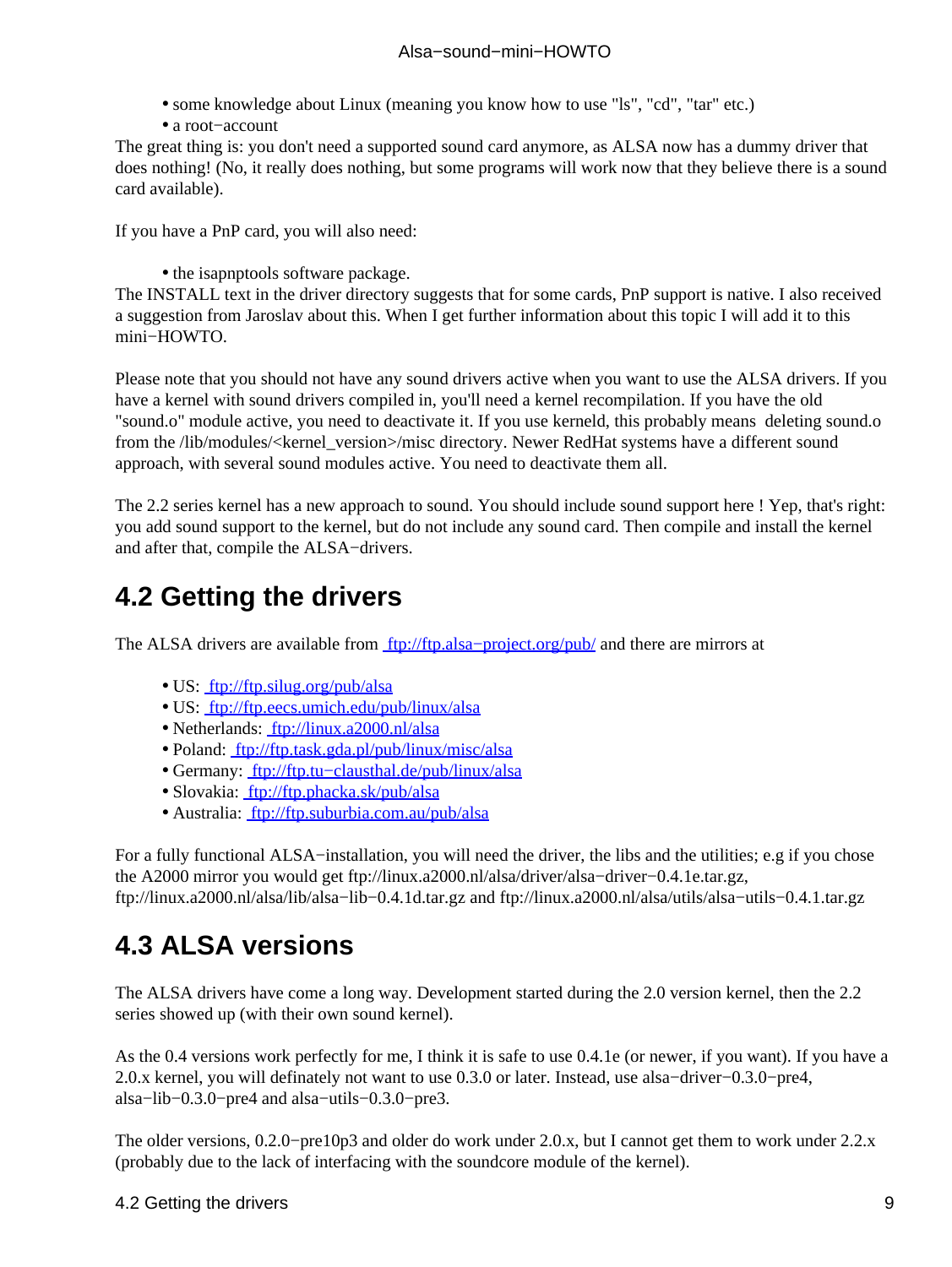* some knowledge about Linux (meaning you know how to use "ls", "cd", "tar" etc.)
* a root−account

The great thing is: you don't need a supported sound card anymore, as ALSA now has a dummy driver that does nothing! (No, it really does nothing, but some programs will work now that they believe there is a sound card available).

If you have a PnP card, you will also need:

* the isapnptools software package.

The INSTALL text in the driver directory suggests that for some cards, PnP support is native. I also received a suggestion from Jaroslav about this. When I get further information about this topic I will add it to this mini−HOWTO.

Please note that you should not have any sound drivers active when you want to use the ALSA drivers. If you have a kernel with sound drivers compiled in, you'll need a kernel recompilation. If you have the old "sound.o" module active, you need to deactivate it. If you use kerneld, this probably means deleting sound.o from the /lib/modules/<kernel_version>/misc directory. Newer RedHat systems have a different sound approach, with several sound modules active. You need to deactivate them all.

The 2.2 series kernel has a new approach to sound. You should include sound support here ! Yep, that's right: you add sound support to the kernel, but do not include any sound card. Then compile and install the kernel and after that, compile the ALSA−drivers.

## 4.2 Getting the drivers

The ALSA drivers are available from ftp://ftp.alsa−project.org/pub/ and there are mirrors at

* US: ftp://ftp.silug.org/pub/alsa
* US: ftp://ftp.eecs.umich.edu/pub/linux/alsa
* Netherlands: ftp://linux.a2000.nl/alsa
* Poland: ftp://ftp.task.gda.pl/pub/linux/misc/alsa
* Germany: ftp://ftp.tu−clausthal.de/pub/linux/alsa
* Slovakia: ftp://ftp.phacka.sk/pub/alsa
* Australia: ftp://ftp.suburbia.com.au/pub/alsa

For a fully functional ALSA−installation, you will need the driver, the libs and the utilities; e.g if you chose the A2000 mirror you would get ftp://linux.a2000.nl/alsa/driver/alsa−driver−0.4.1e.tar.gz, ftp://linux.a2000.nl/alsa/lib/alsa−lib−0.4.1d.tar.gz and ftp://linux.a2000.nl/alsa/utils/alsa−utils−0.4.1.tar.gz

## 4.3 ALSA versions

The ALSA drivers have come a long way. Development started during the 2.0 version kernel, then the 2.2 series showed up (with their own sound kernel).

As the 0.4 versions work perfectly for me, I think it is safe to use 0.4.1e (or newer, if you want). If you have a 2.0.x kernel, you will definately not want to use 0.3.0 or later. Instead, use alsa−driver−0.3.0−pre4, alsa−lib−0.3.0−pre4 and alsa−utils−0.3.0−pre3.

The older versions, 0.2.0−pre10p3 and older do work under 2.0.x, but I cannot get them to work under 2.2.x (probably due to the lack of interfacing with the soundcore module of the kernel).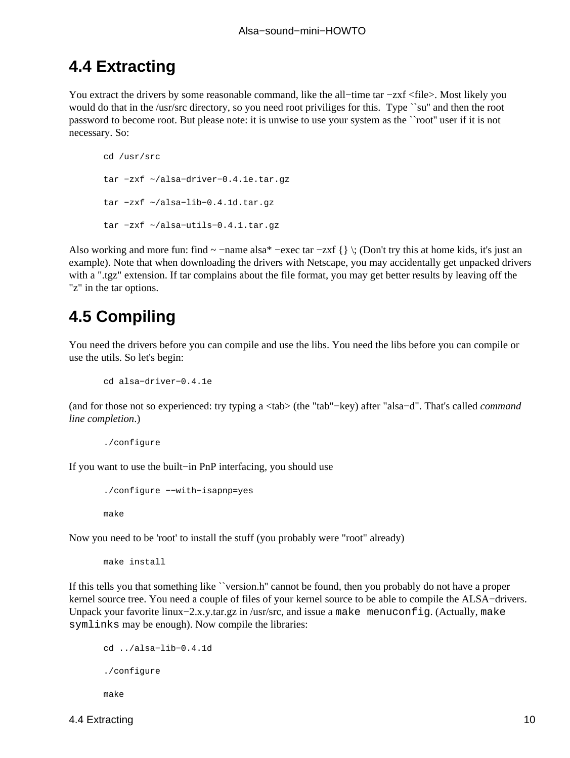## 4.4 Extracting

You extract the drivers by some reasonable command, like the all−time tar −zxf <file>. Most likely you would do that in the /usr/src directory, so you need root priviliges for this. Type ``su'' and then the root password to become root. But please note: it is unwise to use your system as the ``root'' user if it is not necessary. So:

```
cd /usr/src

tar −zxf ~/alsa−driver−0.4.1e.tar.gz

tar −zxf ~/alsa−lib−0.4.1d.tar.gz

tar −zxf ~/alsa−utils−0.4.1.tar.gz
```

Also working and more fun: find ~ −name alsa* −exec tar −zxf {} \; (Don't try this at home kids, it's just an example). Note that when downloading the drivers with Netscape, you may accidentally get unpacked drivers with a ".tgz" extension. If tar complains about the file format, you may get better results by leaving off the "z" in the tar options.

## 4.5 Compiling

You need the drivers before you can compile and use the libs. You need the libs before you can compile or use the utils. So let's begin:

```
cd alsa−driver−0.4.1e
```

(and for those not so experienced: try typing a <tab> (the "tab"−key) after "alsa−d". That's called *command line completion*.)

```
./configure
```

If you want to use the built−in PnP interfacing, you should use

```
./configure −−with−isapnp=yes

make
```

Now you need to be 'root' to install the stuff (you probably were "root" already)

```
make install
```

If this tells you that something like ``version.h'' cannot be found, then you probably do not have a proper kernel source tree. You need a couple of files of your kernel source to be able to compile the ALSA−drivers. Unpack your favorite linux−2.x.y.tar.gz in /usr/src, and issue a `make menuconfig`. (Actually, `make symlinks` may be enough). Now compile the libraries:

```
cd ../alsa−lib−0.4.1d

./configure

make
```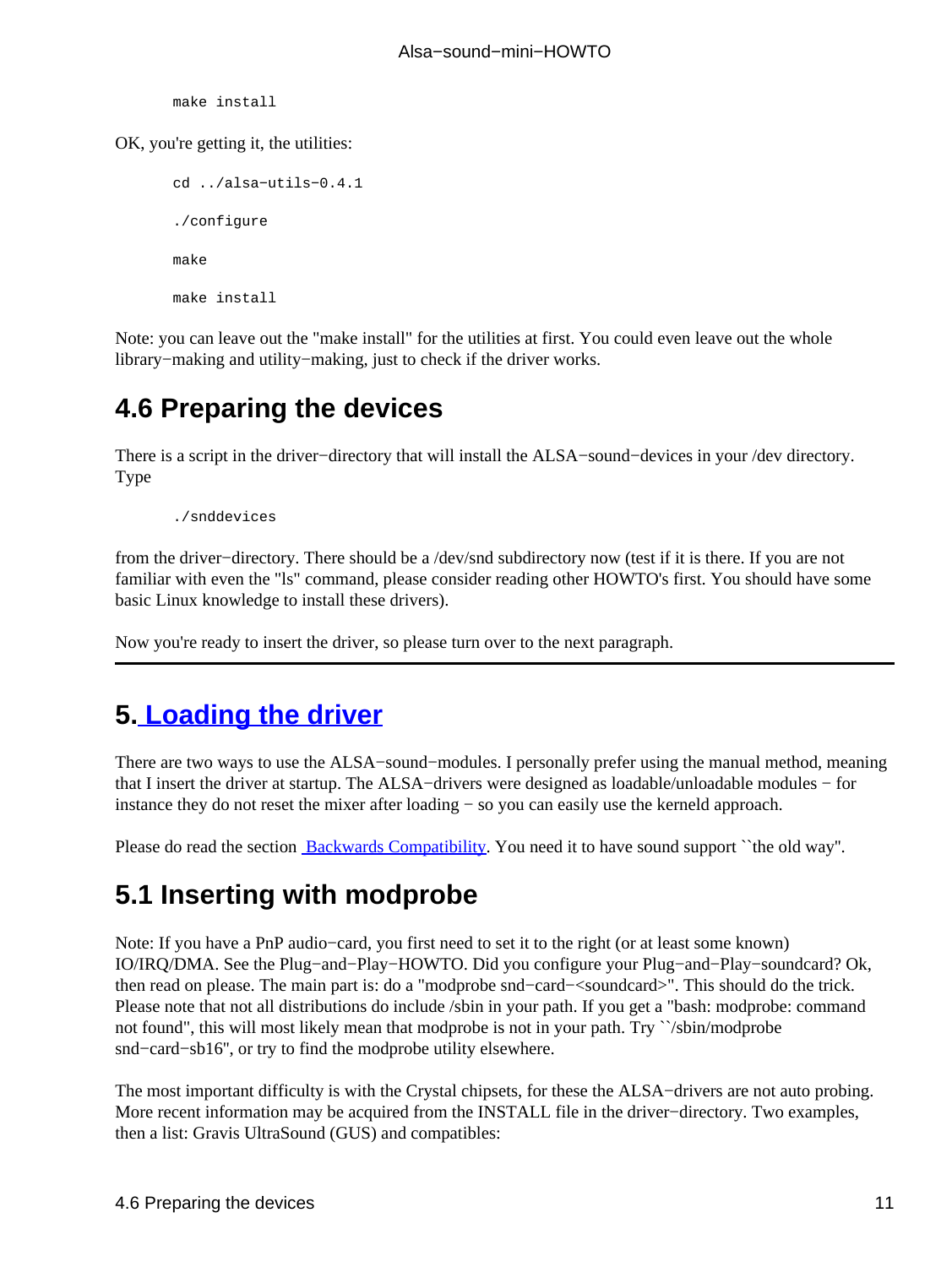```
make install
```

OK, you're getting it, the utilities:

```
cd ../alsa-utils-0.4.1

./configure

make

make install
```

Note: you can leave out the "make install" for the utilities at first. You could even leave out the whole library−making and utility−making, just to check if the driver works.

## 4.6 Preparing the devices

There is a script in the driver−directory that will install the ALSA−sound−devices in your /dev directory. Type

```
./snddevices
```

from the driver−directory. There should be a /dev/snd subdirectory now (test if it is there. If you are not familiar with even the "ls" command, please consider reading other HOWTO's first. You should have some basic Linux knowledge to install these drivers).

Now you're ready to insert the driver, so please turn over to the next paragraph.

---

# 5. Loading the driver

There are two ways to use the ALSA−sound−modules. I personally prefer using the manual method, meaning that I insert the driver at startup. The ALSA−drivers were designed as loadable/unloadable modules − for instance they do not reset the mixer after loading − so you can easily use the kerneld approach.

Please do read the section Backwards Compatibility. You need it to have sound support ``the old way''.

## 5.1 Inserting with modprobe

Note: If you have a PnP audio−card, you first need to set it to the right (or at least some known) IO/IRQ/DMA. See the Plug−and−Play−HOWTO. Did you configure your Plug−and−Play−soundcard? Ok, then read on please. The main part is: do a "modprobe snd−card−<soundcard>". This should do the trick. Please note that not all distributions do include /sbin in your path. If you get a "bash: modprobe: command not found", this will most likely mean that modprobe is not in your path. Try ``/sbin/modprobe snd−card−sb16'', or try to find the modprobe utility elsewhere.

The most important difficulty is with the Crystal chipsets, for these the ALSA−drivers are not auto probing. More recent information may be acquired from the INSTALL file in the driver−directory. Two examples, then a list: Gravis UltraSound (GUS) and compatibles: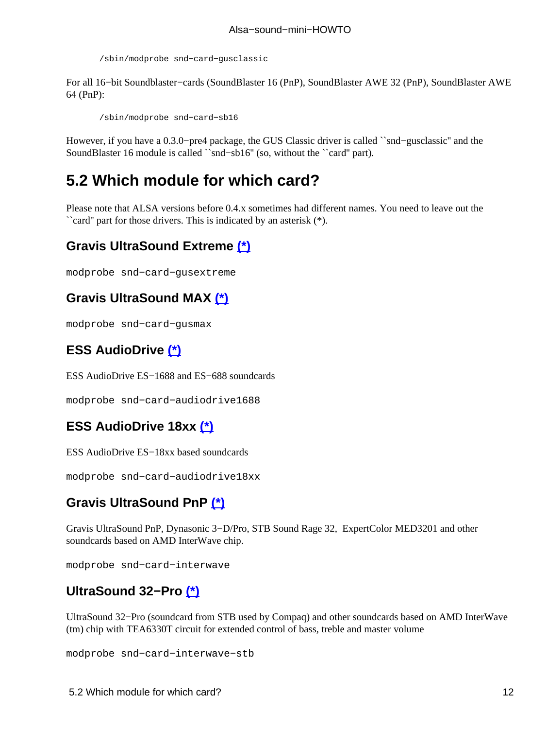```
/sbin/modprobe snd-card-gusclassic
```

For all 16-bit Soundblaster-cards (SoundBlaster 16 (PnP), SoundBlaster AWE 32 (PnP), SoundBlaster AWE 64 (PnP):

```
/sbin/modprobe snd-card-sb16
```

However, if you have a 0.3.0-pre4 package, the GUS Classic driver is called ``snd-gusclassic'' and the SoundBlaster 16 module is called ``snd-sb16'' (so, without the ``card'' part).

## 5.2 Which module for which card?

Please note that ALSA versions before 0.4.x sometimes had different names. You need to leave out the ``card'' part for those drivers. This is indicated by an asterisk (*).

### Gravis UltraSound Extreme (*)

```
modprobe snd-card-gusextreme
```

### Gravis UltraSound MAX (*)

```
modprobe snd-card-gusmax
```

### ESS AudioDrive (*)

ESS AudioDrive ES-1688 and ES-688 soundcards

```
modprobe snd-card-audiodrive1688
```

### ESS AudioDrive 18xx (*)

ESS AudioDrive ES-18xx based soundcards

```
modprobe snd-card-audiodrive18xx
```

### Gravis UltraSound PnP (*)

Gravis UltraSound PnP, Dynasonic 3-D/Pro, STB Sound Rage 32, ExpertColor MED3201 and other soundcards based on AMD InterWave chip.

```
modprobe snd-card-interwave
```

### UltraSound 32-Pro (*)

UltraSound 32-Pro (soundcard from STB used by Compaq) and other soundcards based on AMD InterWave (tm) chip with TEA6330T circuit for extended control of bass, treble and master volume

```
modprobe snd-card-interwave-stb
```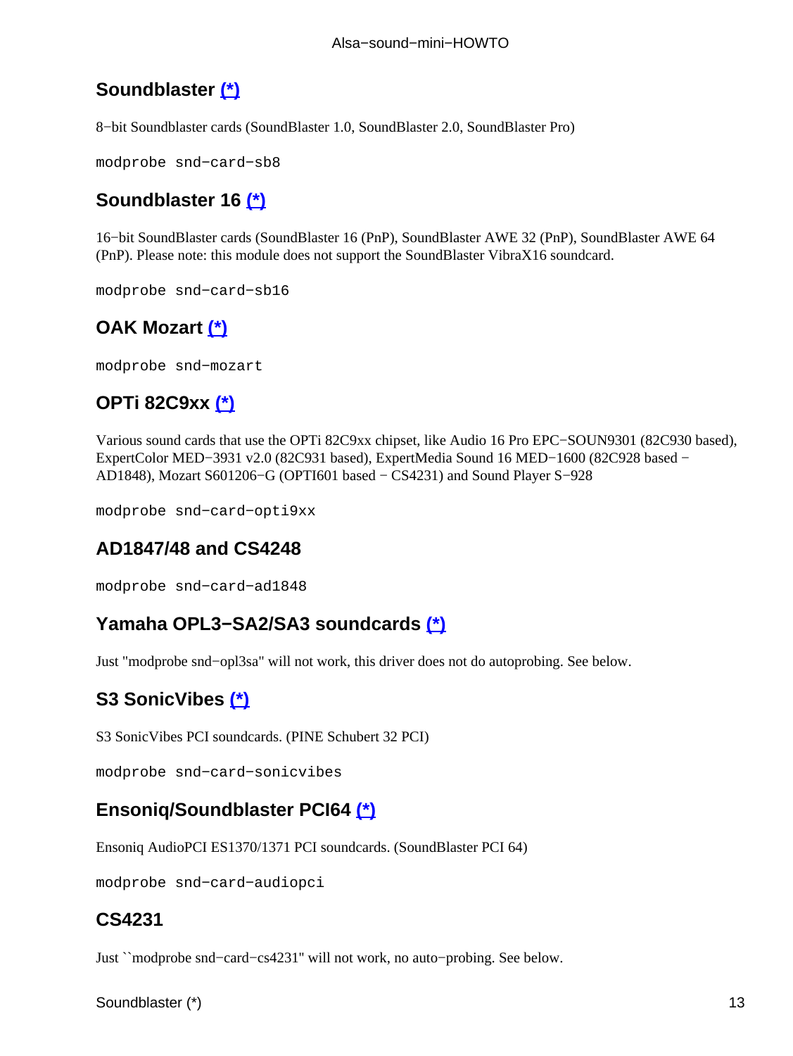## Soundblaster (*)

8−bit Soundblaster cards (SoundBlaster 1.0, SoundBlaster 2.0, SoundBlaster Pro)

```
modprobe snd−card−sb8
```

## Soundblaster 16 (*)

16−bit SoundBlaster cards (SoundBlaster 16 (PnP), SoundBlaster AWE 32 (PnP), SoundBlaster AWE 64 (PnP). Please note: this module does not support the SoundBlaster VibraX16 soundcard.

```
modprobe snd−card−sb16
```

## OAK Mozart (*)

```
modprobe snd−mozart
```

## OPTi 82C9xx (*)

Various sound cards that use the OPTi 82C9xx chipset, like Audio 16 Pro EPC−SOUN9301 (82C930 based), ExpertColor MED−3931 v2.0 (82C931 based), ExpertMedia Sound 16 MED−1600 (82C928 based − AD1848), Mozart S601206−G (OPTI601 based − CS4231) and Sound Player S−928

```
modprobe snd−card−opti9xx
```

## AD1847/48 and CS4248

```
modprobe snd−card−ad1848
```

## Yamaha OPL3−SA2/SA3 soundcards (*)

Just "modprobe snd−opl3sa" will not work, this driver does not do autoprobing. See below.

## S3 SonicVibes (*)

S3 SonicVibes PCI soundcards. (PINE Schubert 32 PCI)

```
modprobe snd−card−sonicvibes
```

## Ensoniq/Soundblaster PCI64 (*)

Ensoniq AudioPCI ES1370/1371 PCI soundcards. (SoundBlaster PCI 64)

```
modprobe snd−card−audiopci
```

## CS4231

Just ``modprobe snd−card−cs4231'' will not work, no auto−probing. See below.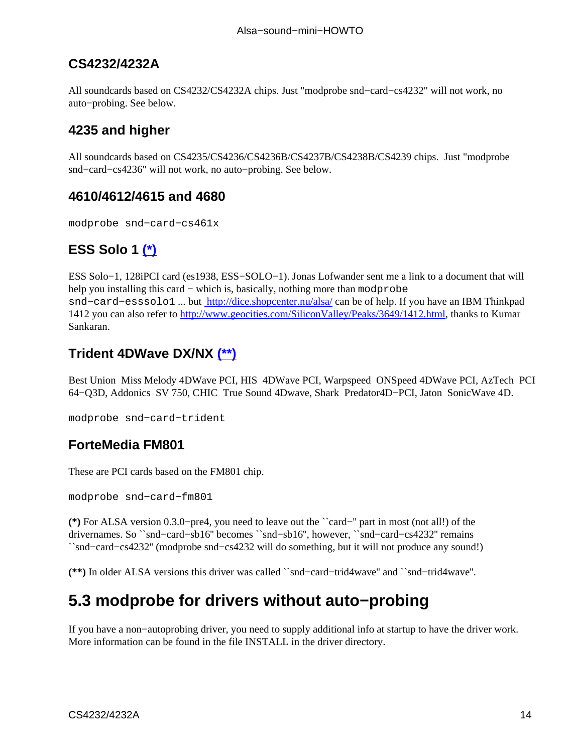### CS4232/4232A

All soundcards based on CS4232/CS4232A chips. Just "modprobe snd−card−cs4232" will not work, no auto−probing. See below.

### 4235 and higher

All soundcards based on CS4235/CS4236/CS4236B/CS4237B/CS4238B/CS4239 chips. Just "modprobe snd−card−cs4236" will not work, no auto−probing. See below.

### 4610/4612/4615 and 4680

```
modprobe snd−card−cs461x
```

### ESS Solo 1 [(*)](#)

ESS Solo−1, 128iPCI card (es1938, ESS−SOLO−1). Jonas Lofwander sent me a link to a document that will help you installing this card − which is, basically, nothing more than `modprobe snd−card−esssolo1` ... but [http://dice.shopcenter.nu/alsa/](http://dice.shopcenter.nu/alsa/) can be of help. If you have an IBM Thinkpad 1412 you can also refer to [http://www.geocities.com/SiliconValley/Peaks/3649/1412.html](http://www.geocities.com/SiliconValley/Peaks/3649/1412.html), thanks to Kumar Sankaran.

### Trident 4DWave DX/NX [(**)](#)

Best Union Miss Melody 4DWave PCI, HIS 4DWave PCI, Warpspeed ONSpeed 4DWave PCI, AzTech PCI 64−Q3D, Addonics SV 750, CHIC True Sound 4Dwave, Shark Predator4D−PCI, Jaton SonicWave 4D.

```
modprobe snd−card−trident
```

### ForteMedia FM801

These are PCI cards based on the FM801 chip.

```
modprobe snd−card−fm801
```

**(*)** For ALSA version 0.3.0−pre4, you need to leave out the ``card−'' part in most (not all!) of the drivernames. So ``snd−card−sb16'' becomes ``snd−sb16'', however, ``snd−card−cs4232'' remains ``snd−card−cs4232'' (modprobe snd−cs4232 will do something, but it will not produce any sound!)

**(**)** In older ALSA versions this driver was called ``snd−card−trid4wave'' and ``snd−trid4wave''.

## 5.3 modprobe for drivers without auto−probing

If you have a non−autoprobing driver, you need to supply additional info at startup to have the driver work. More information can be found in the file INSTALL in the driver directory.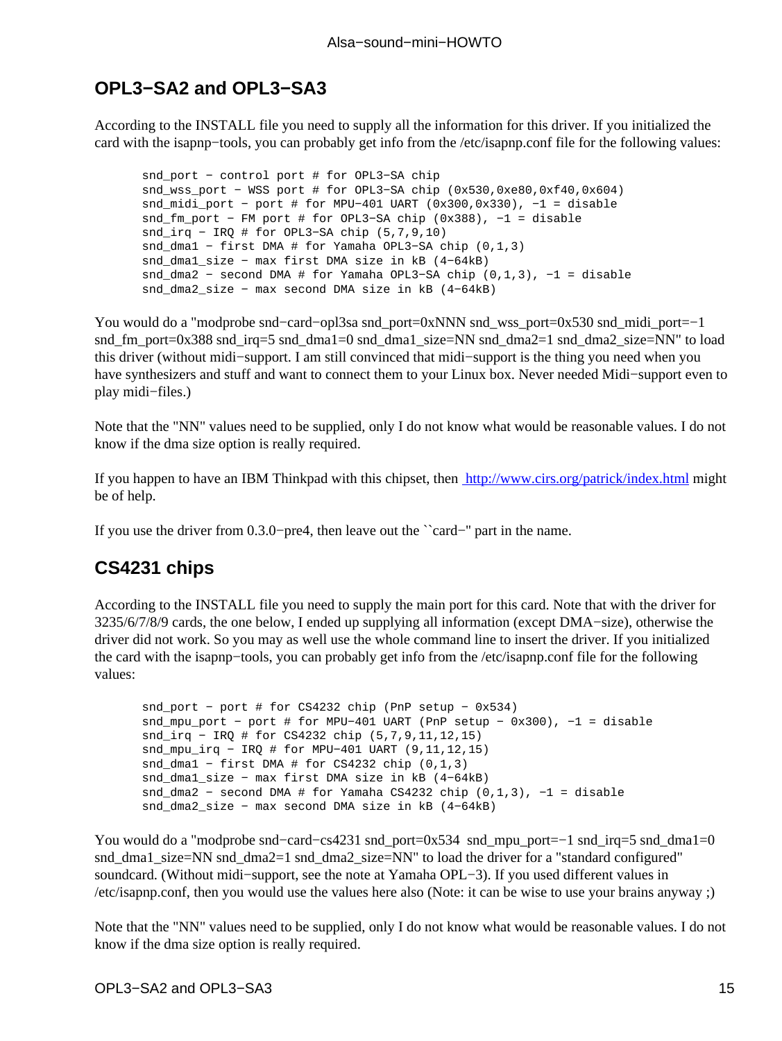## OPL3−SA2 and OPL3−SA3

According to the INSTALL file you need to supply all the information for this driver. If you initialized the card with the isapnp−tools, you can probably get info from the /etc/isapnp.conf file for the following values:

```
snd_port − control port # for OPL3−SA chip
snd_wss_port − WSS port # for OPL3−SA chip (0x530,0xe80,0xf40,0x604)
snd_midi_port − port # for MPU−401 UART (0x300,0x330), −1 = disable
snd_fm_port − FM port # for OPL3−SA chip (0x388), −1 = disable
snd_irq − IRQ # for OPL3−SA chip (5,7,9,10)
snd_dma1 − first DMA # for Yamaha OPL3−SA chip (0,1,3)
snd_dma1_size − max first DMA size in kB (4−64kB)
snd_dma2 − second DMA # for Yamaha OPL3−SA chip (0,1,3), −1 = disable
snd_dma2_size − max second DMA size in kB (4−64kB)
```

You would do a "modprobe snd−card−opl3sa snd_port=0xNNN snd_wss_port=0x530 snd_midi_port=−1 snd_fm_port=0x388 snd_irq=5 snd_dma1=0 snd_dma1_size=NN snd_dma2=1 snd_dma2_size=NN" to load this driver (without midi−support. I am still convinced that midi−support is the thing you need when you have synthesizers and stuff and want to connect them to your Linux box. Never needed Midi−support even to play midi−files.)

Note that the "NN" values need to be supplied, only I do not know what would be reasonable values. I do not know if the dma size option is really required.

If you happen to have an IBM Thinkpad with this chipset, then [http://www.cirs.org/patrick/index.html](http://www.cirs.org/patrick/index.html) might be of help.

If you use the driver from 0.3.0−pre4, then leave out the ``card−'' part in the name.

## CS4231 chips

According to the INSTALL file you need to supply the main port for this card. Note that with the driver for 3235/6/7/8/9 cards, the one below, I ended up supplying all information (except DMA−size), otherwise the driver did not work. So you may as well use the whole command line to insert the driver. If you initialized the card with the isapnp−tools, you can probably get info from the /etc/isapnp.conf file for the following values:

```
snd_port − port # for CS4232 chip (PnP setup − 0x534)
snd_mpu_port − port # for MPU−401 UART (PnP setup − 0x300), −1 = disable
snd_irq − IRQ # for CS4232 chip (5,7,9,11,12,15)
snd_mpu_irq − IRQ # for MPU−401 UART (9,11,12,15)
snd_dma1 − first DMA # for CS4232 chip (0,1,3)
snd_dma1_size − max first DMA size in kB (4−64kB)
snd_dma2 − second DMA # for Yamaha CS4232 chip (0,1,3), −1 = disable
snd_dma2_size − max second DMA size in kB (4−64kB)
```

You would do a "modprobe snd−card−cs4231 snd_port=0x534 snd_mpu_port=−1 snd_irq=5 snd_dma1=0 snd_dma1_size=NN snd_dma2=1 snd_dma2_size=NN" to load the driver for a "standard configured" soundcard. (Without midi−support, see the note at Yamaha OPL−3). If you used different values in /etc/isapnp.conf, then you would use the values here also (Note: it can be wise to use your brains anyway ;)

Note that the "NN" values need to be supplied, only I do not know what would be reasonable values. I do not know if the dma size option is really required.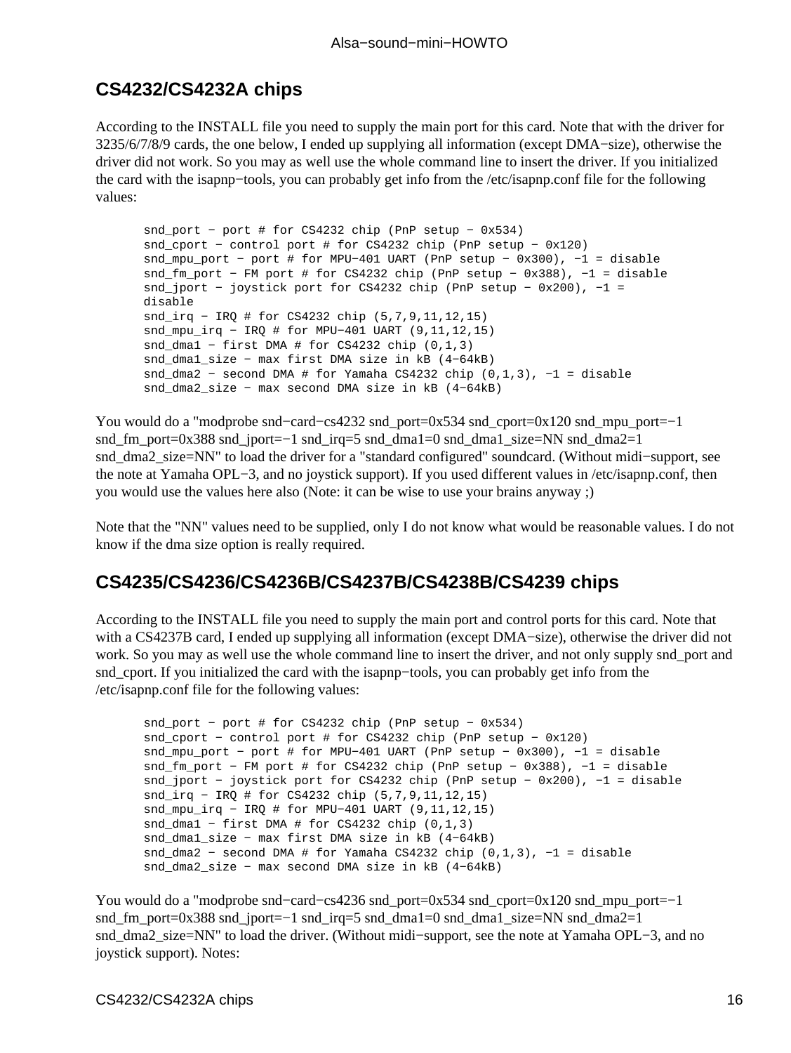## CS4232/CS4232A chips

According to the INSTALL file you need to supply the main port for this card. Note that with the driver for 3235/6/7/8/9 cards, the one below, I ended up supplying all information (except DMA−size), otherwise the driver did not work. So you may as well use the whole command line to insert the driver. If you initialized the card with the isapnp−tools, you can probably get info from the /etc/isapnp.conf file for the following values:

```
snd_port − port # for CS4232 chip (PnP setup − 0x534)
snd_cport − control port # for CS4232 chip (PnP setup − 0x120)
snd_mpu_port − port # for MPU−401 UART (PnP setup − 0x300), −1 = disable
snd_fm_port − FM port # for CS4232 chip (PnP setup − 0x388), −1 = disable
snd_jport − joystick port for CS4232 chip (PnP setup − 0x200), −1 =
disable
snd_irq − IRQ # for CS4232 chip (5,7,9,11,12,15)
snd_mpu_irq − IRQ # for MPU−401 UART (9,11,12,15)
snd_dma1 − first DMA # for CS4232 chip (0,1,3)
snd_dma1_size − max first DMA size in kB (4−64kB)
snd_dma2 − second DMA # for Yamaha CS4232 chip (0,1,3), −1 = disable
snd_dma2_size − max second DMA size in kB (4−64kB)
```

You would do a "modprobe snd−card−cs4232 snd_port=0x534 snd_cport=0x120 snd_mpu_port=−1 snd_fm_port=0x388 snd_jport=−1 snd_irq=5 snd_dma1=0 snd_dma1_size=NN snd_dma2=1 snd_dma2_size=NN" to load the driver for a "standard configured" soundcard. (Without midi−support, see the note at Yamaha OPL−3, and no joystick support). If you used different values in /etc/isapnp.conf, then you would use the values here also (Note: it can be wise to use your brains anyway ;)

Note that the "NN" values need to be supplied, only I do not know what would be reasonable values. I do not know if the dma size option is really required.

## CS4235/CS4236/CS4236B/CS4237B/CS4238B/CS4239 chips

According to the INSTALL file you need to supply the main port and control ports for this card. Note that with a CS4237B card, I ended up supplying all information (except DMA−size), otherwise the driver did not work. So you may as well use the whole command line to insert the driver, and not only supply snd_port and snd_cport. If you initialized the card with the isapnp−tools, you can probably get info from the /etc/isapnp.conf file for the following values:

```
snd_port − port # for CS4232 chip (PnP setup − 0x534)
snd_cport − control port # for CS4232 chip (PnP setup − 0x120)
snd_mpu_port − port # for MPU−401 UART (PnP setup − 0x300), −1 = disable
snd_fm_port − FM port # for CS4232 chip (PnP setup − 0x388), −1 = disable
snd_jport − joystick port for CS4232 chip (PnP setup − 0x200), −1 = disable
snd_irq − IRQ # for CS4232 chip (5,7,9,11,12,15)
snd_mpu_irq − IRQ # for MPU−401 UART (9,11,12,15)
snd_dma1 − first DMA # for CS4232 chip (0,1,3)
snd_dma1_size − max first DMA size in kB (4−64kB)
snd_dma2 − second DMA # for Yamaha CS4232 chip (0,1,3), −1 = disable
snd_dma2_size − max second DMA size in kB (4−64kB)
```

You would do a "modprobe snd−card−cs4236 snd_port=0x534 snd_cport=0x120 snd_mpu_port=−1 snd_fm_port=0x388 snd_jport=−1 snd_irq=5 snd_dma1=0 snd_dma1_size=NN snd_dma2=1 snd_dma2_size=NN" to load the driver. (Without midi−support, see the note at Yamaha OPL−3, and no joystick support). Notes: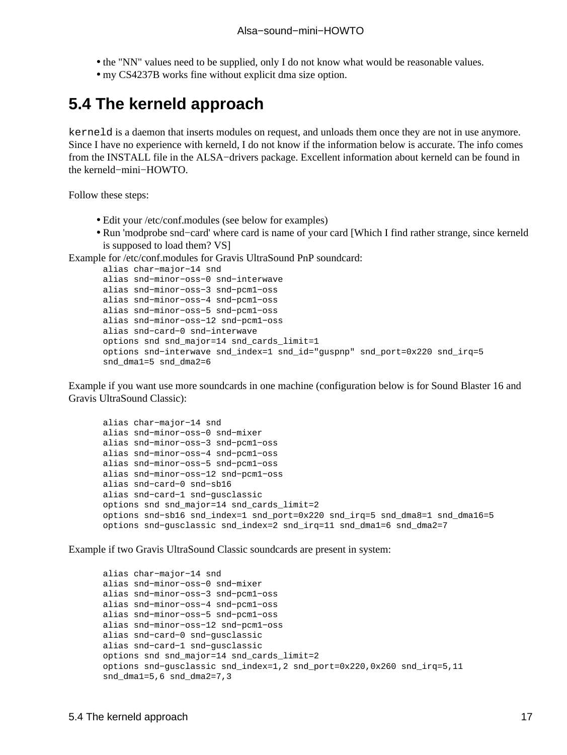- the "NN" values need to be supplied, only I do not know what would be reasonable values.
- my CS4237B works fine without explicit dma size option.

## 5.4 The kerneld approach

`kerneld` is a daemon that inserts modules on request, and unloads them once they are not in use anymore. Since I have no experience with kerneld, I do not know if the information below is accurate. The info comes from the INSTALL file in the ALSA−drivers package. Excellent information about kerneld can be found in the kerneld−mini−HOWTO.

Follow these steps:

- Edit your /etc/conf.modules (see below for examples)
- Run 'modprobe snd−card' where card is name of your card [Which I find rather strange, since kerneld is supposed to load them? VS]

Example for /etc/conf.modules for Gravis UltraSound PnP soundcard:

```
alias char−major−14 snd
alias snd−minor−oss−0 snd−interwave
alias snd−minor−oss−3 snd−pcm1−oss
alias snd−minor−oss−4 snd−pcm1−oss
alias snd−minor−oss−5 snd−pcm1−oss
alias snd−minor−oss−12 snd−pcm1−oss
alias snd−card−0 snd−interwave
options snd snd_major=14 snd_cards_limit=1
options snd−interwave snd_index=1 snd_id="guspnp" snd_port=0x220 snd_irq=5
snd_dma1=5 snd_dma2=6
```

Example if you want use more soundcards in one machine (configuration below is for Sound Blaster 16 and Gravis UltraSound Classic):

```
alias char−major−14 snd
alias snd−minor−oss−0 snd−mixer
alias snd−minor−oss−3 snd−pcm1−oss
alias snd−minor−oss−4 snd−pcm1−oss
alias snd−minor−oss−5 snd−pcm1−oss
alias snd−minor−oss−12 snd−pcm1−oss
alias snd−card−0 snd−sb16
alias snd−card−1 snd−gusclassic
options snd snd_major=14 snd_cards_limit=2
options snd−sb16 snd_index=1 snd_port=0x220 snd_irq=5 snd_dma8=1 snd_dma16=5
options snd−gusclassic snd_index=2 snd_irq=11 snd_dma1=6 snd_dma2=7
```

Example if two Gravis UltraSound Classic soundcards are present in system:

```
alias char−major−14 snd
alias snd−minor−oss−0 snd−mixer
alias snd−minor−oss−3 snd−pcm1−oss
alias snd−minor−oss−4 snd−pcm1−oss
alias snd−minor−oss−5 snd−pcm1−oss
alias snd−minor−oss−12 snd−pcm1−oss
alias snd−card−0 snd−gusclassic
alias snd−card−1 snd−gusclassic
options snd snd_major=14 snd_cards_limit=2
options snd−gusclassic snd_index=1,2 snd_port=0x220,0x260 snd_irq=5,11
snd_dma1=5,6 snd_dma2=7,3
```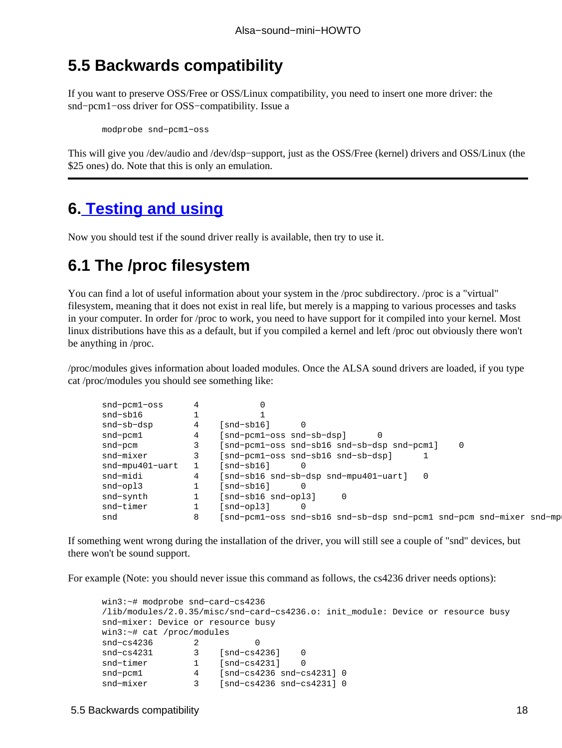## 5.5 Backwards compatibility

If you want to preserve OSS/Free or OSS/Linux compatibility, you need to insert one more driver: the snd−pcm1−oss driver for OSS−compatibility. Issue a

```
modprobe snd−pcm1−oss
```

This will give you /dev/audio and /dev/dsp−support, just as the OSS/Free (kernel) drivers and OSS/Linux (the $25 ones) do. Note that this is only an emulation.

---

# 6. Testing and using

Now you should test if the sound driver really is available, then try to use it.

## 6.1 The /proc filesystem

You can find a lot of useful information about your system in the /proc subdirectory. /proc is a "virtual" filesystem, meaning that it does not exist in real life, but merely is a mapping to various processes and tasks in your computer. In order for /proc to work, you need to have support for it compiled into your kernel. Most linux distributions have this as a default, but if you compiled a kernel and left /proc out obviously there won't be anything in /proc.

/proc/modules gives information about loaded modules. Once the ALSA sound drivers are loaded, if you type cat /proc/modules you should see something like:

```
snd−pcm1−oss      4           0
snd−sb16          1           1
snd−sb−dsp        4    [snd−sb16]      0
snd−pcm1          4    [snd−pcm1−oss snd−sb−dsp]      0
snd−pcm           3    [snd−pcm1−oss snd−sb16 snd−sb−dsp snd−pcm1]    0
snd−mixer         3    [snd−pcm1−oss snd−sb16 snd−sb−dsp]      1
snd−mpu401−uart   1    [snd−sb16]      0
snd−midi          4    [snd−sb16 snd−sb−dsp snd−mpu401−uart]   0
snd−opl3          1    [snd−sb16]      0
snd−synth         1    [snd−sb16 snd−opl3]     0
snd−timer         1    [snd−opl3]      0
snd               8    [snd−pcm1−oss snd−sb16 snd−sb−dsp snd−pcm1 snd−pcm snd−mixer snd−mpu
```

If something went wrong during the installation of the driver, you will still see a couple of "snd" devices, but there won't be sound support.

For example (Note: you should never issue this command as follows, the cs4236 driver needs options):

```
win3:~# modprobe snd−card−cs4236
/lib/modules/2.0.35/misc/snd−card−cs4236.o: init_module: Device or resource busy
snd−mixer: Device or resource busy
win3:~# cat /proc/modules
snd−cs4236        2          0
snd−cs4231        3    [snd−cs4236]    0
snd−timer         1    [snd−cs4231]    0
snd−pcm1          4    [snd−cs4236 snd−cs4231] 0
snd−mixer         3    [snd−cs4236 snd−cs4231] 0
```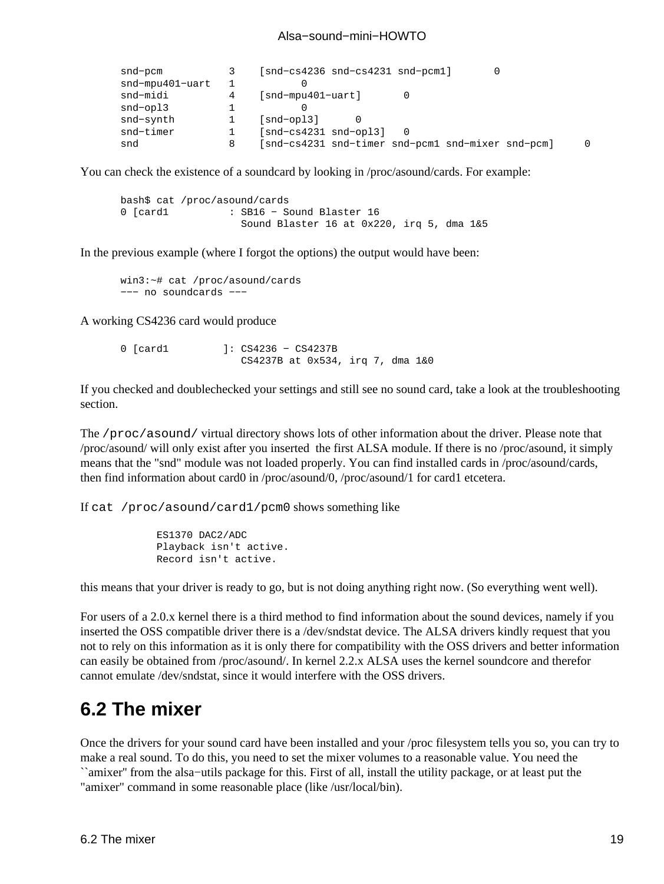```
snd-pcm           3    [snd-cs4236 snd-cs4231 snd-pcm1]       0
snd-mpu401-uart   1         0
snd-midi          4    [snd-mpu401-uart]       0
snd-opl3          1         0
snd-synth         1    [snd-opl3]      0
snd-timer         1    [snd-cs4231 snd-opl3]   0
snd               8    [snd-cs4231 snd-timer snd-pcm1 snd-mixer snd-pcm]     0
```

You can check the existence of a soundcard by looking in /proc/asound/cards. For example:

```
bash$ cat /proc/asound/cards
0 [card1          : SB16 - Sound Blaster 16
                    Sound Blaster 16 at 0x220, irq 5, dma 1&5
```

In the previous example (where I forgot the options) the output would have been:

```
win3:~# cat /proc/asound/cards
--- no soundcards ---
```

A working CS4236 card would produce

```
0 [card1         ]: CS4236 - CS4237B
                    CS4237B at 0x534, irq 7, dma 1&0
```

If you checked and doublechecked your settings and still see no sound card, take a look at the troubleshooting section.

The `/proc/asound/` virtual directory shows lots of other information about the driver. Please note that /proc/asound/ will only exist after you inserted the first ALSA module. If there is no /proc/asound, it simply means that the "snd" module was not loaded properly. You can find installed cards in /proc/asound/cards, then find information about card0 in /proc/asound/0, /proc/asound/1 for card1 etcetera.

If `cat /proc/asound/card1/pcm0` shows something like

```
ES1370 DAC2/ADC
Playback isn't active.
Record isn't active.
```

this means that your driver is ready to go, but is not doing anything right now. (So everything went well).

For users of a 2.0.x kernel there is a third method to find information about the sound devices, namely if you inserted the OSS compatible driver there is a /dev/sndstat device. The ALSA drivers kindly request that you not to rely on this information as it is only there for compatibility with the OSS drivers and better information can easily be obtained from /proc/asound/. In kernel 2.2.x ALSA uses the kernel soundcore and therefor cannot emulate /dev/sndstat, since it would interfere with the OSS drivers.

## 6.2 The mixer

Once the drivers for your sound card have been installed and your /proc filesystem tells you so, you can try to make a real sound. To do this, you need to set the mixer volumes to a reasonable value. You need the ``amixer'' from the alsa-utils package for this. First of all, install the utility package, or at least put the "amixer" command in some reasonable place (like /usr/local/bin).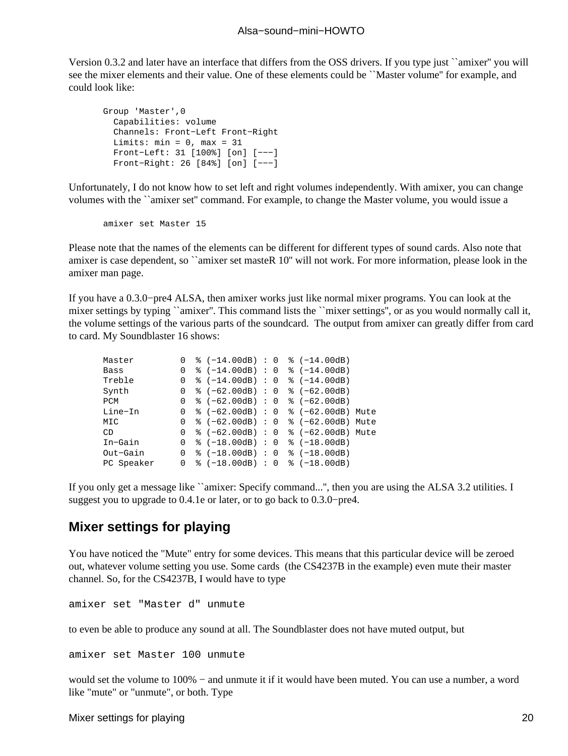Version 0.3.2 and later have an interface that differs from the OSS drivers. If you type just ``amixer'' you will see the mixer elements and their value. One of these elements could be ``Master volume'' for example, and could look like:

```
Group 'Master',0
  Capabilities: volume
  Channels: Front-Left Front-Right
  Limits: min = 0, max = 31
  Front-Left: 31 [100%] [on] [---]
  Front-Right: 26 [84%] [on] [---]
```

Unfortunately, I do not know how to set left and right volumes independently. With amixer, you can change volumes with the ``amixer set'' command. For example, to change the Master volume, you would issue a

```
amixer set Master 15
```

Please note that the names of the elements can be different for different types of sound cards. Also note that amixer is case dependent, so ``amixer set masteR 10'' will not work. For more information, please look in the amixer man page.

If you have a 0.3.0-pre4 ALSA, then amixer works just like normal mixer programs. You can look at the mixer settings by typing ``amixer''. This command lists the ``mixer settings'', or as you would normally call it, the volume settings of the various parts of the soundcard. The output from amixer can greatly differ from card to card. My Soundblaster 16 shows:

```
Master         0  % (-14.00dB) : 0  % (-14.00dB)
Bass           0  % (-14.00dB) : 0  % (-14.00dB)
Treble         0  % (-14.00dB) : 0  % (-14.00dB)
Synth          0  % (-62.00dB) : 0  % (-62.00dB)
PCM            0  % (-62.00dB) : 0  % (-62.00dB)
Line-In        0  % (-62.00dB) : 0  % (-62.00dB) Mute
MIC            0  % (-62.00dB) : 0  % (-62.00dB) Mute
CD             0  % (-62.00dB) : 0  % (-62.00dB) Mute
In-Gain        0  % (-18.00dB) : 0  % (-18.00dB)
Out-Gain       0  % (-18.00dB) : 0  % (-18.00dB)
PC Speaker     0  % (-18.00dB) : 0  % (-18.00dB)
```

If you only get a message like ``amixer: Specify command...'', then you are using the ALSA 3.2 utilities. I suggest you to upgrade to 0.4.1e or later, or to go back to 0.3.0-pre4.

## Mixer settings for playing

You have noticed the "Mute" entry for some devices. This means that this particular device will be zeroed out, whatever volume setting you use. Some cards (the CS4237B in the example) even mute their master channel. So, for the CS4237B, I would have to type

```
amixer set "Master d" unmute
```

to even be able to produce any sound at all. The Soundblaster does not have muted output, but

```
amixer set Master 100 unmute
```

would set the volume to 100% - and unmute it if it would have been muted. You can use a number, a word like "mute" or "unmute", or both. Type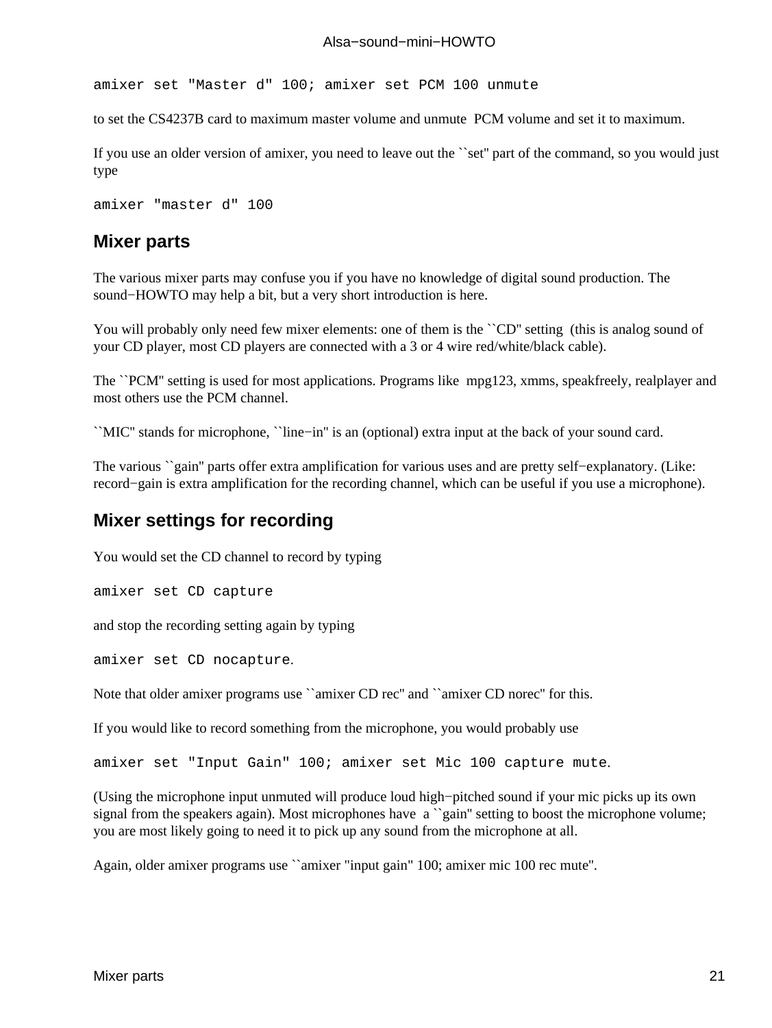```
amixer set "Master d" 100; amixer set PCM 100 unmute
```

to set the CS4237B card to maximum master volume and unmute PCM volume and set it to maximum.

If you use an older version of amixer, you need to leave out the ``set'' part of the command, so you would just type

```
amixer "master d" 100
```

## Mixer parts

The various mixer parts may confuse you if you have no knowledge of digital sound production. The sound−HOWTO may help a bit, but a very short introduction is here.

You will probably only need few mixer elements: one of them is the ``CD'' setting (this is analog sound of your CD player, most CD players are connected with a 3 or 4 wire red/white/black cable).

The ``PCM'' setting is used for most applications. Programs like mpg123, xmms, speakfreely, realplayer and most others use the PCM channel.

``MIC'' stands for microphone, ``line−in'' is an (optional) extra input at the back of your sound card.

The various ``gain'' parts offer extra amplification for various uses and are pretty self−explanatory. (Like: record−gain is extra amplification for the recording channel, which can be useful if you use a microphone).

## Mixer settings for recording

You would set the CD channel to record by typing

```
amixer set CD capture
```

and stop the recording setting again by typing

```
amixer set CD nocapture.
```

Note that older amixer programs use ``amixer CD rec'' and ``amixer CD norec'' for this.

If you would like to record something from the microphone, you would probably use

```
amixer set "Input Gain" 100; amixer set Mic 100 capture mute.
```

(Using the microphone input unmuted will produce loud high−pitched sound if your mic picks up its own signal from the speakers again). Most microphones have a ``gain'' setting to boost the microphone volume; you are most likely going to need it to pick up any sound from the microphone at all.

Again, older amixer programs use ``amixer "input gain" 100; amixer mic 100 rec mute''.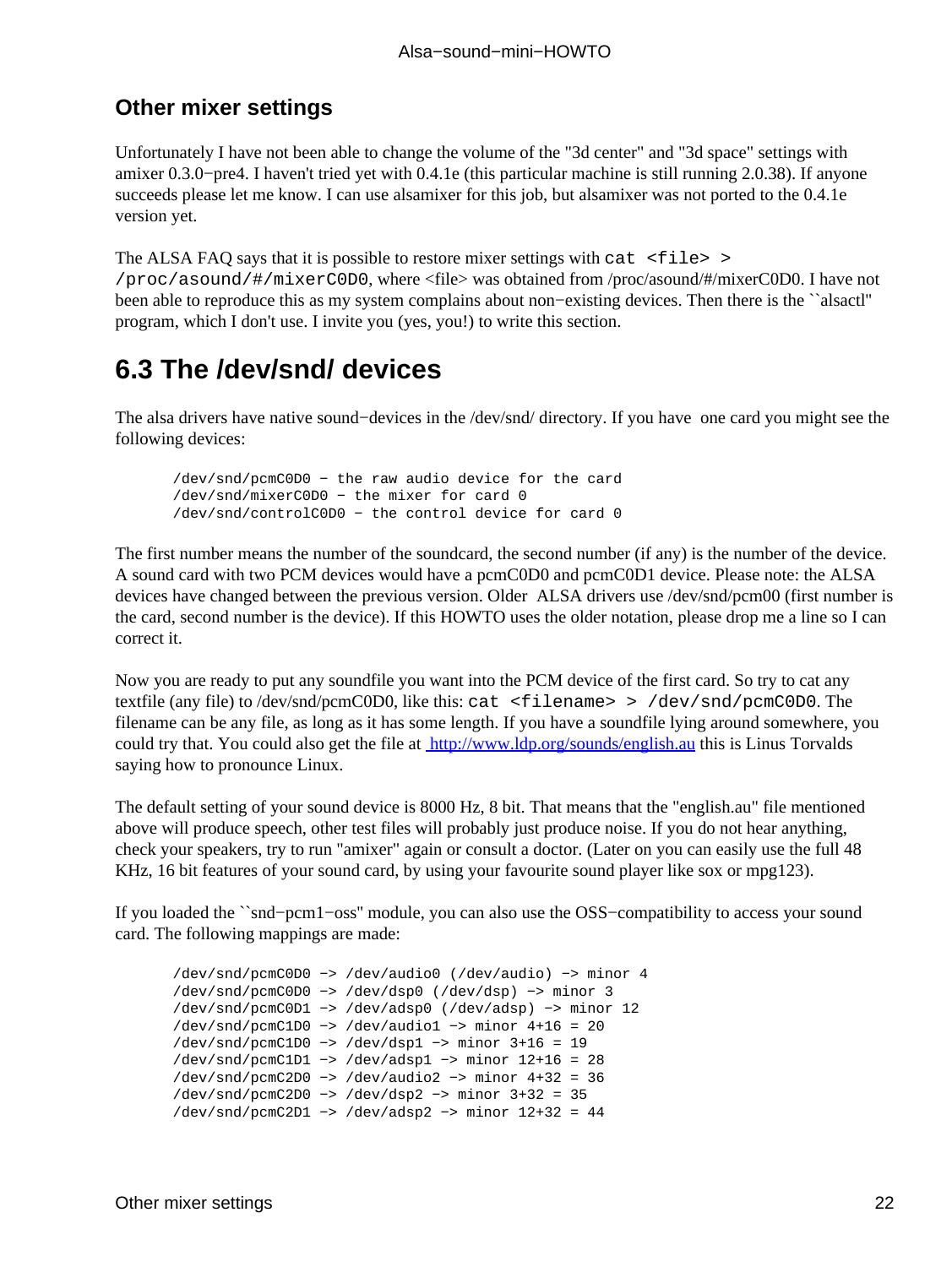### Other mixer settings

Unfortunately I have not been able to change the volume of the "3d center" and "3d space" settings with amixer 0.3.0−pre4. I haven't tried yet with 0.4.1e (this particular machine is still running 2.0.38). If anyone succeeds please let me know. I can use alsamixer for this job, but alsamixer was not ported to the 0.4.1e version yet.

The ALSA FAQ says that it is possible to restore mixer settings with `cat <file> > /proc/asound/#/mixerC0D0`, where <file> was obtained from /proc/asound/#/mixerC0D0. I have not been able to reproduce this as my system complains about non−existing devices. Then there is the ``alsactl'' program, which I don't use. I invite you (yes, you!) to write this section.

## 6.3 The /dev/snd/ devices

The alsa drivers have native sound−devices in the /dev/snd/ directory. If you have one card you might see the following devices:

```
/dev/snd/pcmC0D0 − the raw audio device for the card
/dev/snd/mixerC0D0 − the mixer for card 0
/dev/snd/controlC0D0 − the control device for card 0
```

The first number means the number of the soundcard, the second number (if any) is the number of the device. A sound card with two PCM devices would have a pcmC0D0 and pcmC0D1 device. Please note: the ALSA devices have changed between the previous version. Older ALSA drivers use /dev/snd/pcm00 (first number is the card, second number is the device). If this HOWTO uses the older notation, please drop me a line so I can correct it.

Now you are ready to put any soundfile you want into the PCM device of the first card. So try to cat any textfile (any file) to /dev/snd/pcmC0D0, like this: `cat <filename> > /dev/snd/pcmC0D0`. The filename can be any file, as long as it has some length. If you have a soundfile lying around somewhere, you could try that. You could also get the file at [http://www.ldp.org/sounds/english.au](http://www.ldp.org/sounds/english.au) this is Linus Torvalds saying how to pronounce Linux.

The default setting of your sound device is 8000 Hz, 8 bit. That means that the "english.au" file mentioned above will produce speech, other test files will probably just produce noise. If you do not hear anything, check your speakers, try to run "amixer" again or consult a doctor. (Later on you can easily use the full 48 KHz, 16 bit features of your sound card, by using your favourite sound player like sox or mpg123).

If you loaded the ``snd−pcm1−oss'' module, you can also use the OSS−compatibility to access your sound card. The following mappings are made:

```
/dev/snd/pcmC0D0 −> /dev/audio0 (/dev/audio) −> minor 4
/dev/snd/pcmC0D0 −> /dev/dsp0 (/dev/dsp) −> minor 3
/dev/snd/pcmC0D1 −> /dev/adsp0 (/dev/adsp) −> minor 12
/dev/snd/pcmC1D0 −> /dev/audio1 −> minor 4+16 = 20
/dev/snd/pcmC1D0 −> /dev/dsp1 −> minor 3+16 = 19
/dev/snd/pcmC1D1 −> /dev/adsp1 −> minor 12+16 = 28
/dev/snd/pcmC2D0 −> /dev/audio2 −> minor 4+32 = 36
/dev/snd/pcmC2D0 −> /dev/dsp2 −> minor 3+32 = 35
/dev/snd/pcmC2D1 −> /dev/adsp2 −> minor 12+32 = 44
```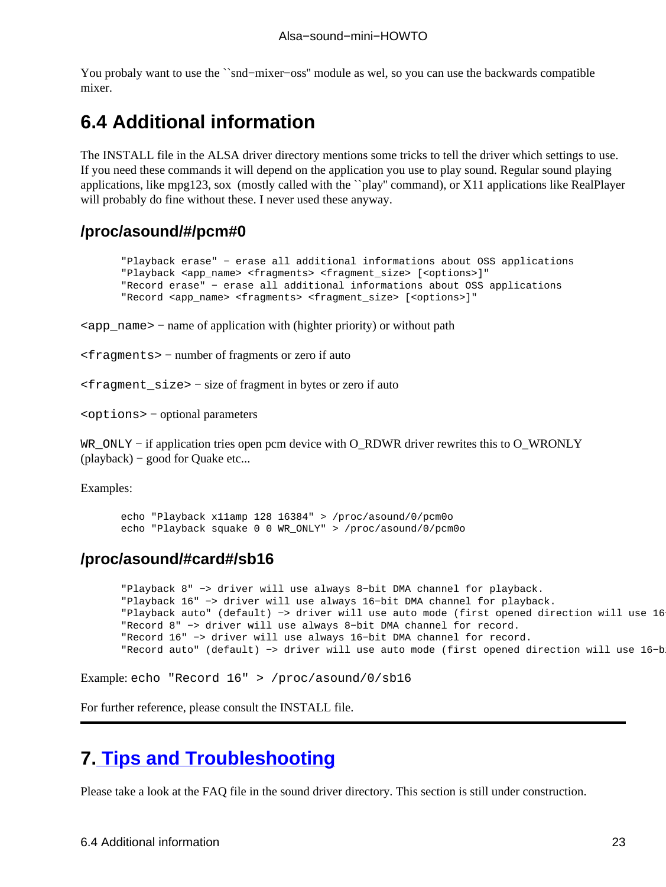You probaly want to use the ``snd−mixer−oss'' module as wel, so you can use the backwards compatible mixer.

## 6.4 Additional information

The INSTALL file in the ALSA driver directory mentions some tricks to tell the driver which settings to use. If you need these commands it will depend on the application you use to play sound. Regular sound playing applications, like mpg123, sox (mostly called with the ``play'' command), or X11 applications like RealPlayer will probably do fine without these. I never used these anyway.

### /proc/asound/#/pcm#0

```
"Playback erase" − erase all additional informations about OSS applications
"Playback <app_name> <fragments> <fragment_size> [<options>]"
"Record erase" − erase all additional informations about OSS applications
"Record <app_name> <fragments> <fragment_size> [<options>]"
```

`<app_name>` − name of application with (highter priority) or without path

`<fragments>` − number of fragments or zero if auto

`<fragment_size>` − size of fragment in bytes or zero if auto

`<options>` − optional parameters

`WR_ONLY` − if application tries open pcm device with O_RDWR driver rewrites this to O_WRONLY (playback) − good for Quake etc...

Examples:

```
echo "Playback x11amp 128 16384" > /proc/asound/0/pcm0o
echo "Playback squake 0 0 WR_ONLY" > /proc/asound/0/pcm0o
```

### /proc/asound/#card#/sb16

```
"Playback 8" −> driver will use always 8−bit DMA channel for playback.
"Playback 16" −> driver will use always 16−bit DMA channel for playback.
"Playback auto" (default) −> driver will use auto mode (first opened direction will use 16
"Record 8" −> driver will use always 8−bit DMA channel for record.
"Record 16" −> driver will use always 16−bit DMA channel for record.
"Record auto" (default) −> driver will use auto mode (first opened direction will use 16−b
```

Example: `echo "Record 16" > /proc/asound/0/sb16`

For further reference, please consult the INSTALL file.

---

## 7. Tips and Troubleshooting

Please take a look at the FAQ file in the sound driver directory. This section is still under construction.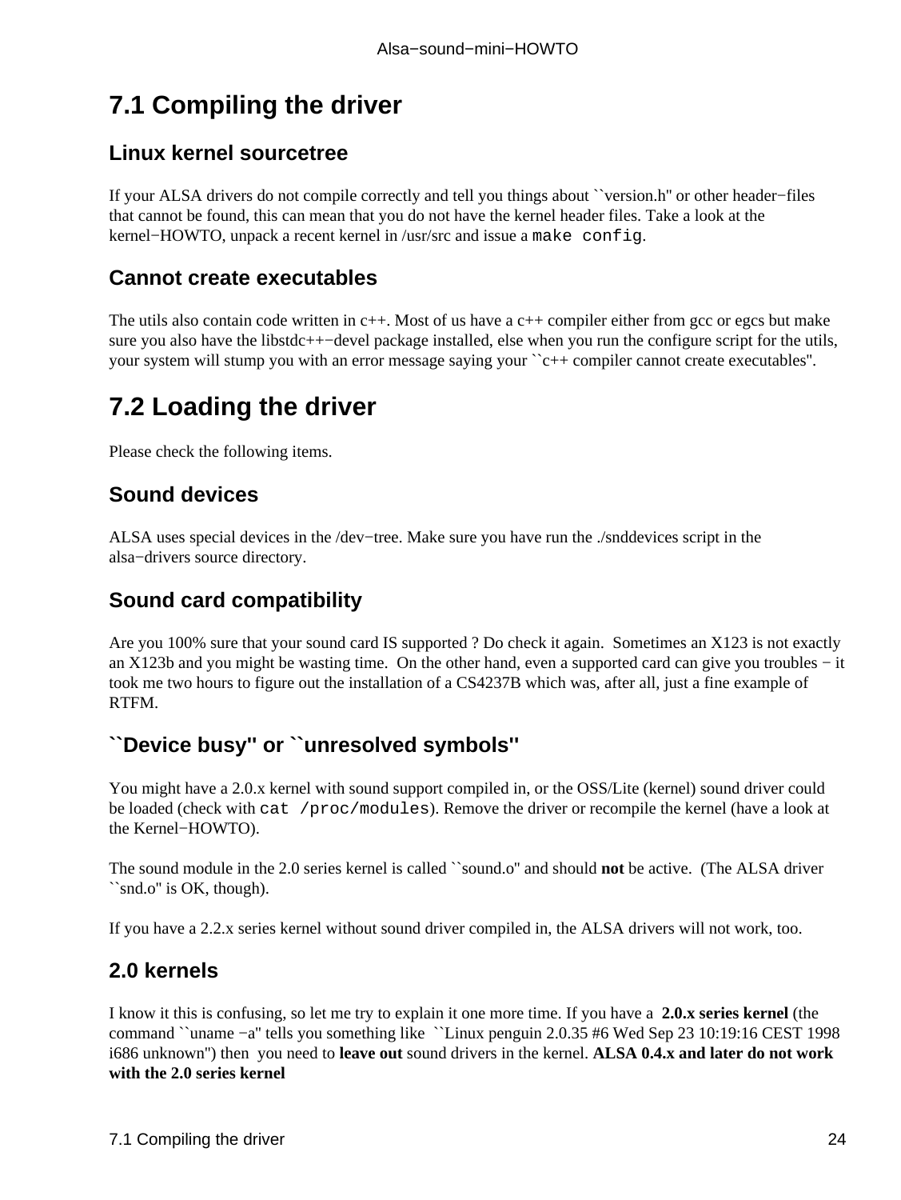## 7.1 Compiling the driver

### Linux kernel sourcetree

If your ALSA drivers do not compile correctly and tell you things about ``version.h'' or other header−files that cannot be found, this can mean that you do not have the kernel header files. Take a look at the kernel−HOWTO, unpack a recent kernel in /usr/src and issue a `make config`.

### Cannot create executables

The utils also contain code written in c++. Most of us have a c++ compiler either from gcc or egcs but make sure you also have the libstdc++−devel package installed, else when you run the configure script for the utils, your system will stump you with an error message saying your ``c++ compiler cannot create executables''.

## 7.2 Loading the driver

Please check the following items.

### Sound devices

ALSA uses special devices in the /dev−tree. Make sure you have run the ./snddevices script in the alsa−drivers source directory.

### Sound card compatibility

Are you 100% sure that your sound card IS supported ? Do check it again. Sometimes an X123 is not exactly an X123b and you might be wasting time. On the other hand, even a supported card can give you troubles − it took me two hours to figure out the installation of a CS4237B which was, after all, just a fine example of RTFM.

### ``Device busy'' or ``unresolved symbols''

You might have a 2.0.x kernel with sound support compiled in, or the OSS/Lite (kernel) sound driver could be loaded (check with `cat /proc/modules`). Remove the driver or recompile the kernel (have a look at the Kernel−HOWTO).

The sound module in the 2.0 series kernel is called ``sound.o'' and should **not** be active. (The ALSA driver ``snd.o'' is OK, though).

If you have a 2.2.x series kernel without sound driver compiled in, the ALSA drivers will not work, too.

### 2.0 kernels

I know it this is confusing, so let me try to explain it one more time. If you have a **2.0.x series kernel** (the command ``uname −a'' tells you something like ``Linux penguin 2.0.35 #6 Wed Sep 23 10:19:16 CEST 1998 i686 unknown'') then you need to **leave out** sound drivers in the kernel. **ALSA 0.4.x and later do not work with the 2.0 series kernel**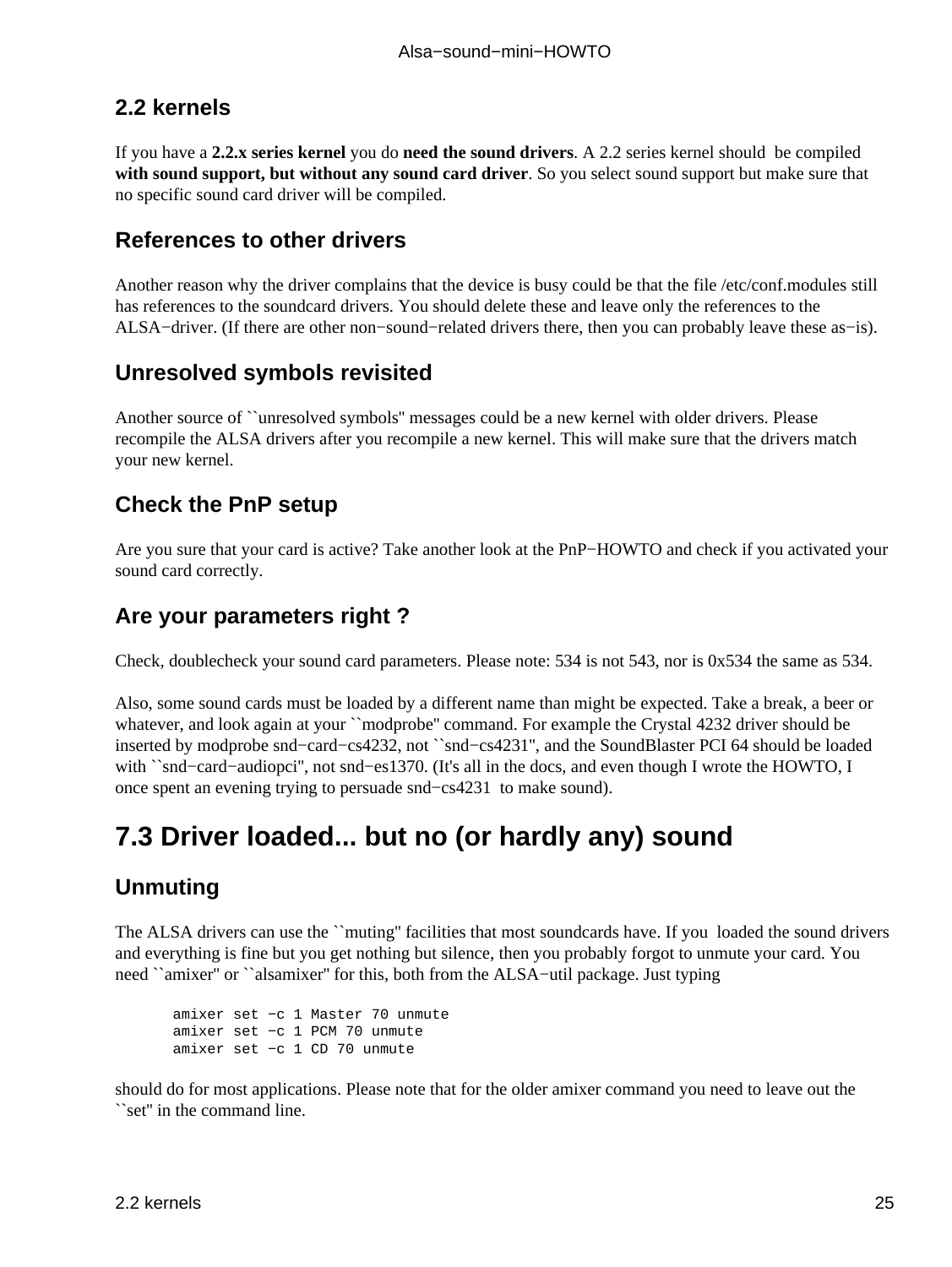### 2.2 kernels

If you have a **2.2.x series kernel** you do **need the sound drivers**. A 2.2 series kernel should be compiled **with sound support, but without any sound card driver**. So you select sound support but make sure that no specific sound card driver will be compiled.

### References to other drivers

Another reason why the driver complains that the device is busy could be that the file /etc/conf.modules still has references to the soundcard drivers. You should delete these and leave only the references to the ALSA−driver. (If there are other non−sound−related drivers there, then you can probably leave these as−is).

### Unresolved symbols revisited

Another source of ``unresolved symbols'' messages could be a new kernel with older drivers. Please recompile the ALSA drivers after you recompile a new kernel. This will make sure that the drivers match your new kernel.

### Check the PnP setup

Are you sure that your card is active? Take another look at the PnP−HOWTO and check if you activated your sound card correctly.

### Are your parameters right ?

Check, doublecheck your sound card parameters. Please note: 534 is not 543, nor is 0x534 the same as 534.

Also, some sound cards must be loaded by a different name than might be expected. Take a break, a beer or whatever, and look again at your ``modprobe'' command. For example the Crystal 4232 driver should be inserted by modprobe snd−card−cs4232, not ``snd−cs4231'', and the SoundBlaster PCI 64 should be loaded with ``snd−card−audiopci'', not snd−es1370. (It's all in the docs, and even though I wrote the HOWTO, I once spent an evening trying to persuade snd−cs4231 to make sound).

## 7.3 Driver loaded... but no (or hardly any) sound

### Unmuting

The ALSA drivers can use the ``muting'' facilities that most soundcards have. If you loaded the sound drivers and everything is fine but you get nothing but silence, then you probably forgot to unmute your card. You need ``amixer'' or ``alsamixer'' for this, both from the ALSA−util package. Just typing

```
amixer set −c 1 Master 70 unmute
amixer set −c 1 PCM 70 unmute
amixer set −c 1 CD 70 unmute
```

should do for most applications. Please note that for the older amixer command you need to leave out the ``set'' in the command line.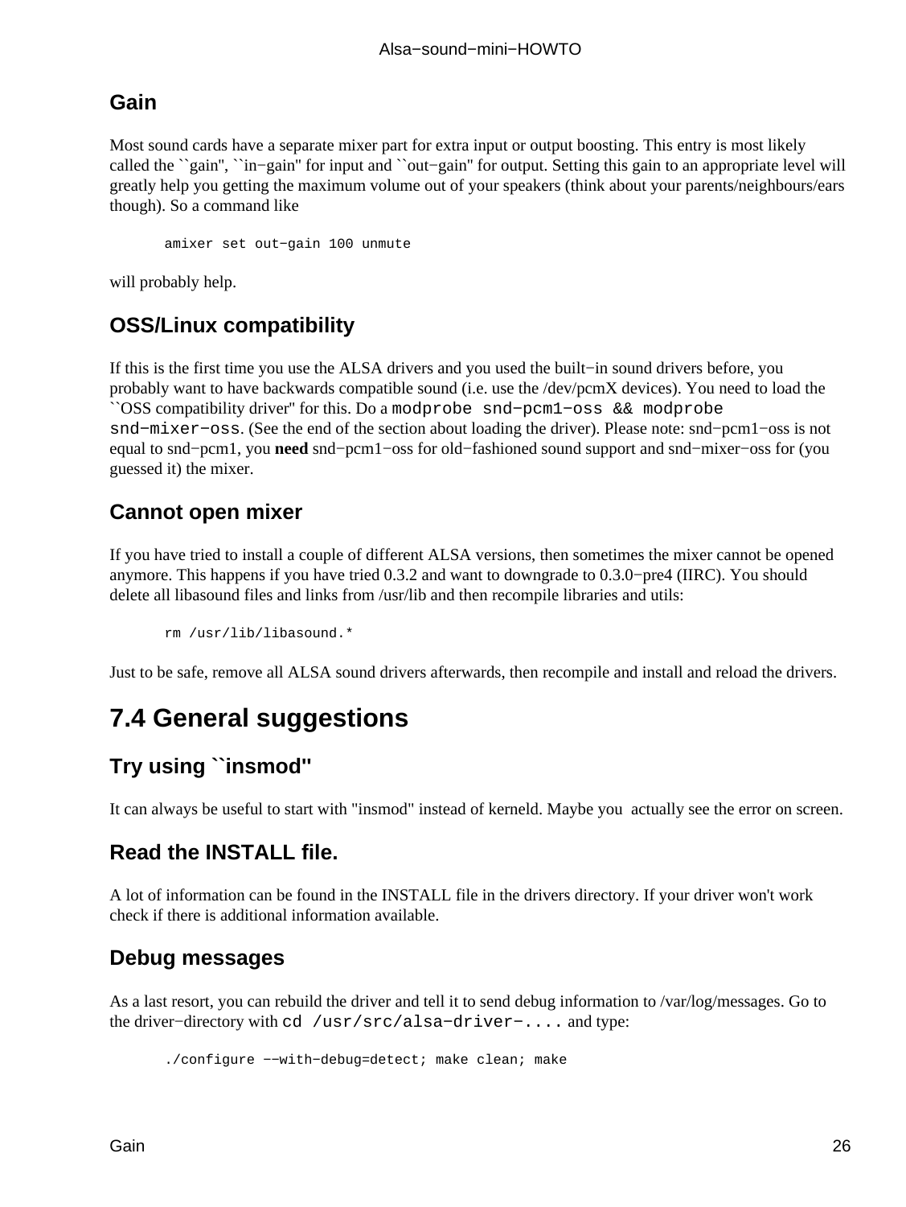### Gain

Most sound cards have a separate mixer part for extra input or output boosting. This entry is most likely called the ``gain'', ``in−gain'' for input and ``out−gain'' for output. Setting this gain to an appropriate level will greatly help you getting the maximum volume out of your speakers (think about your parents/neighbours/ears though). So a command like

```
amixer set out−gain 100 unmute
```

will probably help.

### OSS/Linux compatibility

If this is the first time you use the ALSA drivers and you used the built−in sound drivers before, you probably want to have backwards compatible sound (i.e. use the /dev/pcmX devices). You need to load the ``OSS compatibility driver'' for this. Do a `modprobe snd−pcm1−oss && modprobe snd−mixer−oss`. (See the end of the section about loading the driver). Please note: snd−pcm1−oss is not equal to snd−pcm1, you **need** snd−pcm1−oss for old−fashioned sound support and snd−mixer−oss for (you guessed it) the mixer.

### Cannot open mixer

If you have tried to install a couple of different ALSA versions, then sometimes the mixer cannot be opened anymore. This happens if you have tried 0.3.2 and want to downgrade to 0.3.0−pre4 (IIRC). You should delete all libasound files and links from /usr/lib and then recompile libraries and utils:

```
rm /usr/lib/libasound.*
```

Just to be safe, remove all ALSA sound drivers afterwards, then recompile and install and reload the drivers.

## 7.4 General suggestions

### Try using ``insmod''

It can always be useful to start with "insmod" instead of kerneld. Maybe you actually see the error on screen.

### Read the INSTALL file.

A lot of information can be found in the INSTALL file in the drivers directory. If your driver won't work check if there is additional information available.

### Debug messages

As a last resort, you can rebuild the driver and tell it to send debug information to /var/log/messages. Go to the driver−directory with `cd /usr/src/alsa−driver−....` and type:

```
./configure −−with−debug=detect; make clean; make
```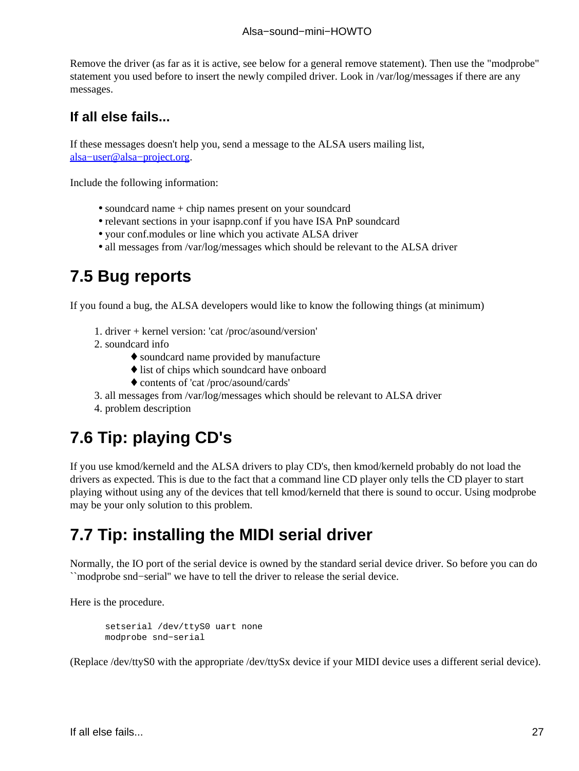Remove the driver (as far as it is active, see below for a general remove statement). Then use the "modprobe" statement you used before to insert the newly compiled driver. Look in /var/log/messages if there are any messages.

### If all else fails...

If these messages doesn't help you, send a message to the ALSA users mailing list, alsa−user@alsa−project.org.

Include the following information:

- soundcard name + chip names present on your soundcard
- relevant sections in your isapnp.conf if you have ISA PnP soundcard
- your conf.modules or line which you activate ALSA driver
- all messages from /var/log/messages which should be relevant to the ALSA driver

## 7.5 Bug reports

If you found a bug, the ALSA developers would like to know the following things (at minimum)

1. driver + kernel version: 'cat /proc/asound/version'
2. soundcard info
   - soundcard name provided by manufacture
   - list of chips which soundcard have onboard
   - contents of 'cat /proc/asound/cards'
3. all messages from /var/log/messages which should be relevant to ALSA driver
4. problem description

## 7.6 Tip: playing CD's

If you use kmod/kerneld and the ALSA drivers to play CD's, then kmod/kerneld probably do not load the drivers as expected. This is due to the fact that a command line CD player only tells the CD player to start playing without using any of the devices that tell kmod/kerneld that there is sound to occur. Using modprobe may be your only solution to this problem.

## 7.7 Tip: installing the MIDI serial driver

Normally, the IO port of the serial device is owned by the standard serial device driver. So before you can do ``modprobe snd−serial'' we have to tell the driver to release the serial device.

Here is the procedure.

```
setserial /dev/ttyS0 uart none
modprobe snd−serial
```

(Replace /dev/ttyS0 with the appropriate /dev/ttySx device if your MIDI device uses a different serial device).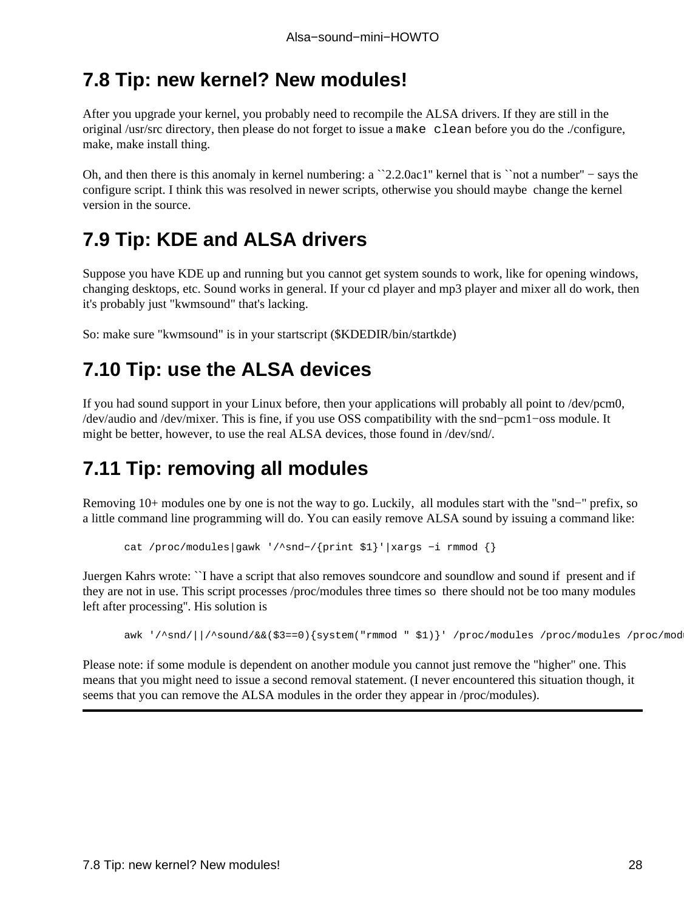## 7.8 Tip: new kernel? New modules!

After you upgrade your kernel, you probably need to recompile the ALSA drivers. If they are still in the original /usr/src directory, then please do not forget to issue a `make clean` before you do the ./configure, make, make install thing.

Oh, and then there is this anomaly in kernel numbering: a ``2.2.0ac1'' kernel that is ``not a number'' − says the configure script. I think this was resolved in newer scripts, otherwise you should maybe change the kernel version in the source.

## 7.9 Tip: KDE and ALSA drivers

Suppose you have KDE up and running but you cannot get system sounds to work, like for opening windows, changing desktops, etc. Sound works in general. If your cd player and mp3 player and mixer all do work, then it's probably just "kwmsound" that's lacking.

So: make sure "kwmsound" is in your startscript ($KDEDIR/bin/startkde)

## 7.10 Tip: use the ALSA devices

If you had sound support in your Linux before, then your applications will probably all point to /dev/pcm0, /dev/audio and /dev/mixer. This is fine, if you use OSS compatibility with the snd−pcm1−oss module. It might be better, however, to use the real ALSA devices, those found in /dev/snd/.

## 7.11 Tip: removing all modules

Removing 10+ modules one by one is not the way to go. Luckily, all modules start with the "snd−" prefix, so a little command line programming will do. You can easily remove ALSA sound by issuing a command like:

```
cat /proc/modules|gawk '/^snd−/{print $1}'|xargs −i rmmod {}
```

Juergen Kahrs wrote: ``I have a script that also removes soundcore and soundlow and sound if present and if they are not in use. This script processes /proc/modules three times so there should not be too many modules left after processing''. His solution is

```
awk '/^snd/||/^sound/&&($3==0){system("rmmod " $1)}' /proc/modules /proc/modules /proc/modu
```

Please note: if some module is dependent on another module you cannot just remove the "higher" one. This means that you might need to issue a second removal statement. (I never encountered this situation though, it seems that you can remove the ALSA modules in the order they appear in /proc/modules).